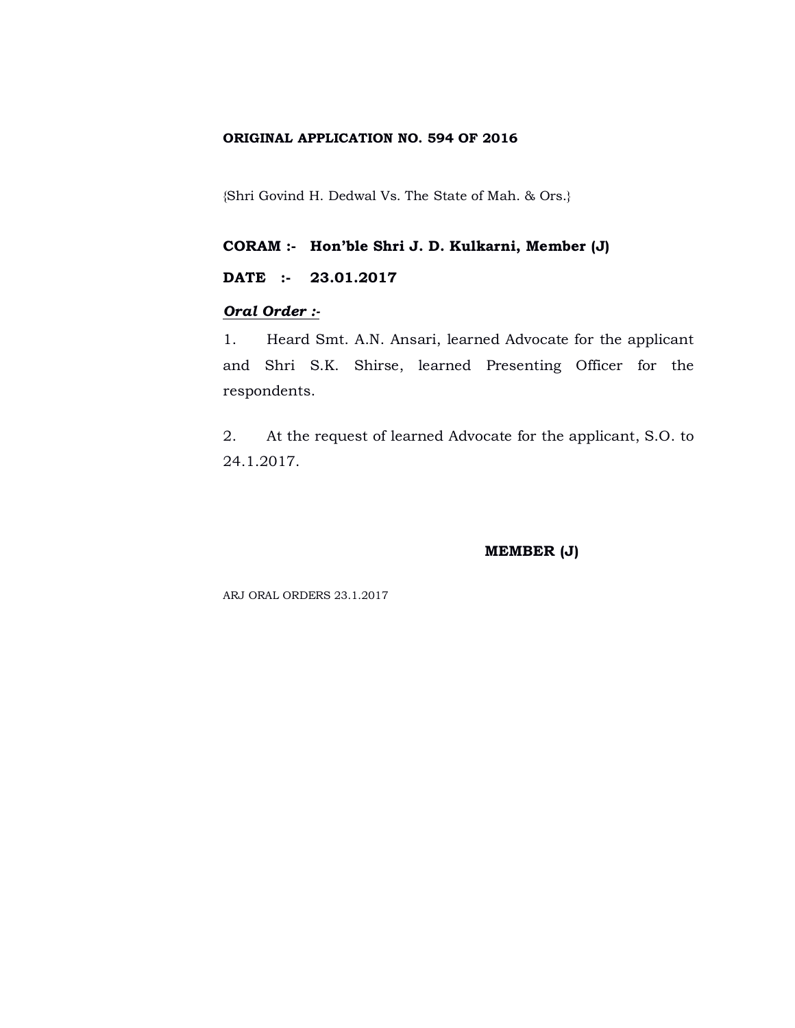**ORIGINAL APPLICATION NO. 594 OF 2016**

{Shri Govind H. Dedwal Vs. The State of Mah. & Ors.}

**CORAM :- Hon'ble Shri J. D. Kulkarni, Member (J)**

**DATE :- 23.01.2017**

***Oral Order :-***

1. Heard Smt. A.N. Ansari, learned Advocate for the applicant and Shri S.K. Shirse, learned Presenting Officer for the respondents.

2. At the request of learned Advocate for the applicant, S.O. to 24.1.2017.

**MEMBER (J)**

ARJ ORAL ORDERS 23.1.2017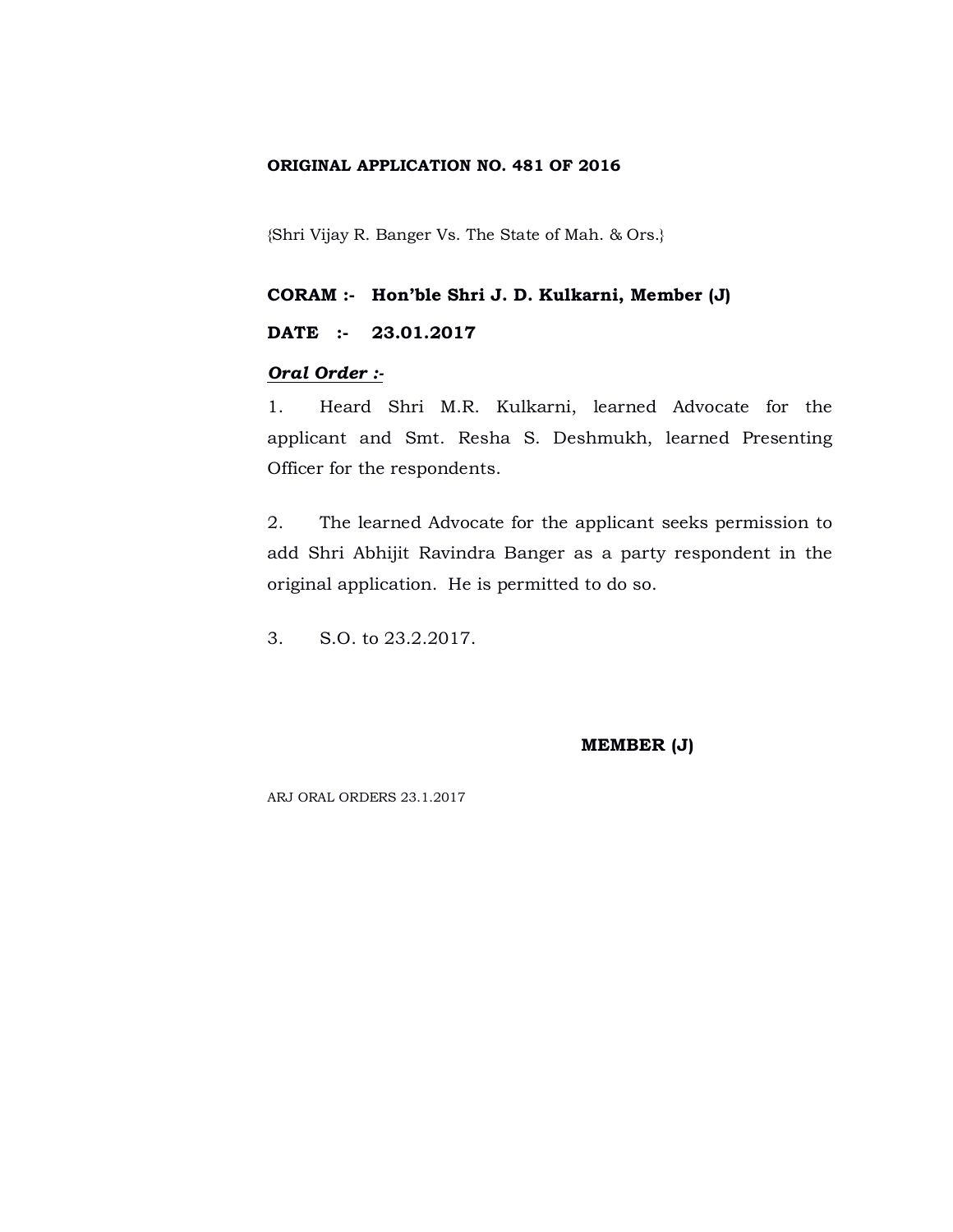**ORIGINAL APPLICATION NO. 481 OF 2016**

{Shri Vijay R. Banger Vs. The State of Mah. & Ors.}

**CORAM :- Hon'ble Shri J. D. Kulkarni, Member (J)**

**DATE :- 23.01.2017**

***Oral Order :-***

1. Heard Shri M.R. Kulkarni, learned Advocate for the applicant and Smt. Resha S. Deshmukh, learned Presenting Officer for the respondents.

2. The learned Advocate for the applicant seeks permission to add Shri Abhijit Ravindra Banger as a party respondent in the original application. He is permitted to do so.

3. S.O. to 23.2.2017.

**MEMBER (J)**

ARJ ORAL ORDERS 23.1.2017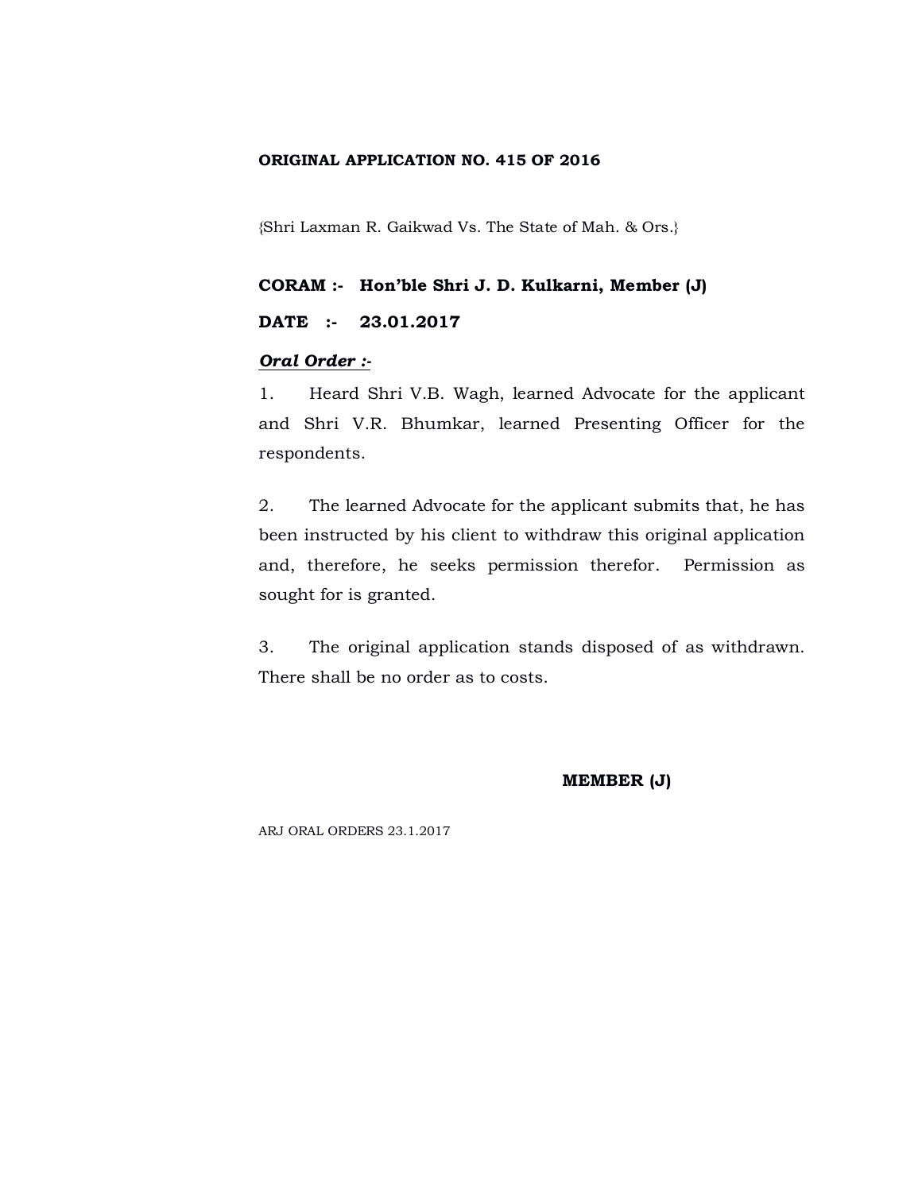**ORIGINAL APPLICATION NO. 415 OF 2016**

{Shri Laxman R. Gaikwad Vs. The State of Mah. & Ors.}

**CORAM :- Hon'ble Shri J. D. Kulkarni, Member (J)**

**DATE :- 23.01.2017**

***Oral Order :-***

1. Heard Shri V.B. Wagh, learned Advocate for the applicant and Shri V.R. Bhumkar, learned Presenting Officer for the respondents.

2. The learned Advocate for the applicant submits that, he has been instructed by his client to withdraw this original application and, therefore, he seeks permission therefor. Permission as sought for is granted.

3. The original application stands disposed of as withdrawn. There shall be no order as to costs.

**MEMBER (J)**

ARJ ORAL ORDERS 23.1.2017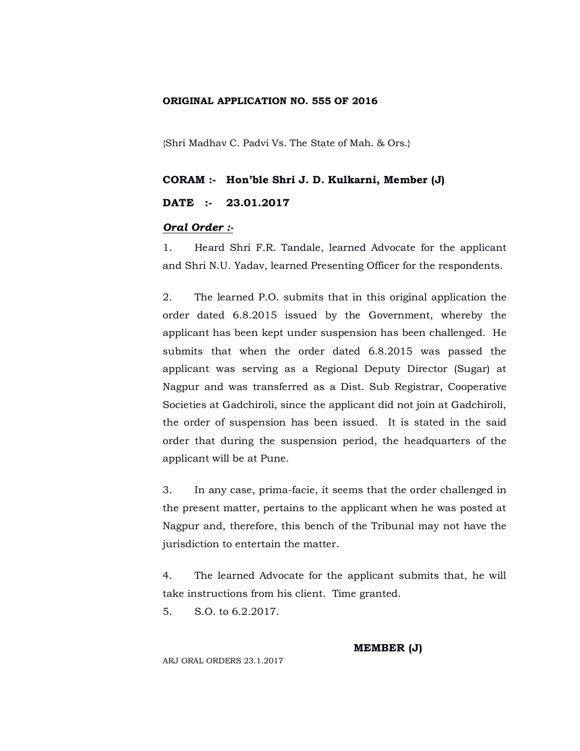**ORIGINAL APPLICATION NO. 555 OF 2016**

{Shri Madhav C. Padvi Vs. The State of Mah. & Ors.}

**CORAM :- Hon'ble Shri J. D. Kulkarni, Member (J)**

**DATE :- 23.01.2017**

***Oral Order :-***

1. Heard Shri F.R. Tandale, learned Advocate for the applicant and Shri N.U. Yadav, learned Presenting Officer for the respondents.

2. The learned P.O. submits that in this original application the order dated 6.8.2015 issued by the Government, whereby the applicant has been kept under suspension has been challenged. He submits that when the order dated 6.8.2015 was passed the applicant was serving as a Regional Deputy Director (Sugar) at Nagpur and was transferred as a Dist. Sub Registrar, Cooperative Societies at Gadchiroli, since the applicant did not join at Gadchiroli, the order of suspension has been issued. It is stated in the said order that during the suspension period, the headquarters of the applicant will be at Pune.

3. In any case, prima-facie, it seems that the order challenged in the present matter, pertains to the applicant when he was posted at Nagpur and, therefore, this bench of the Tribunal may not have the jurisdiction to entertain the matter.

4. The learned Advocate for the applicant submits that, he will take instructions from his client. Time granted.

5. S.O. to 6.2.2017.

**MEMBER (J)**

ARJ ORAL ORDERS 23.1.2017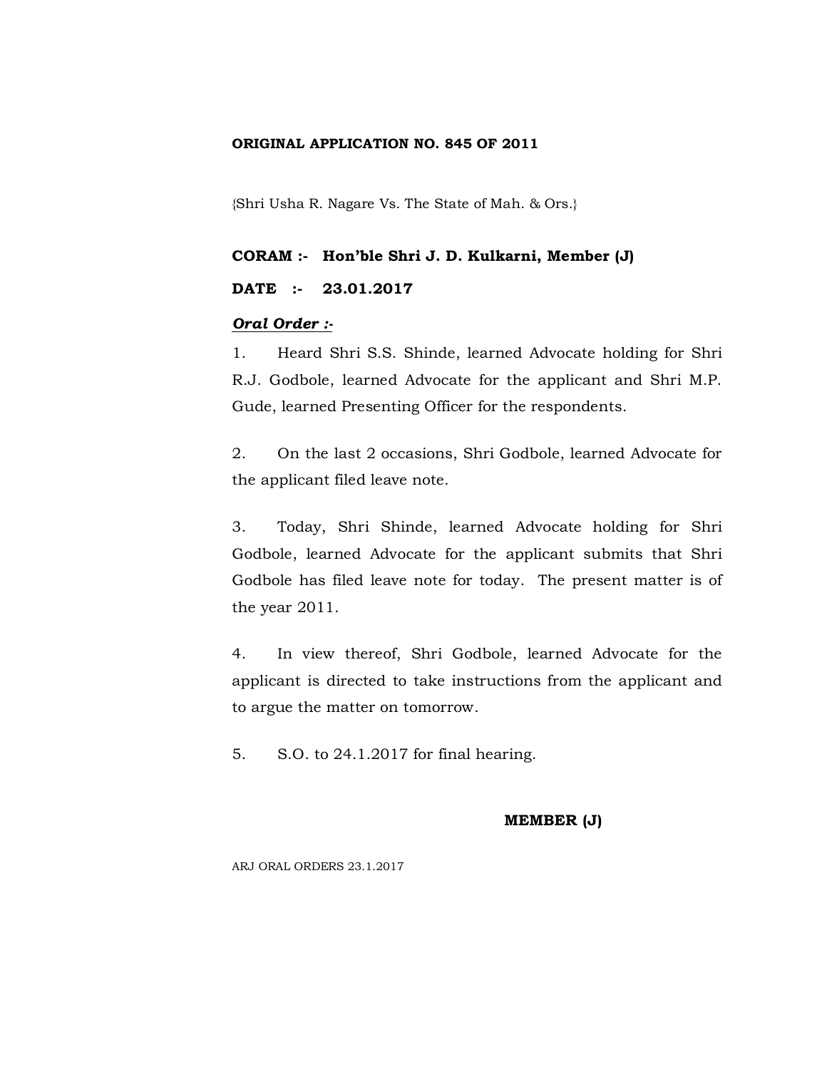**ORIGINAL APPLICATION NO. 845 OF 2011**

{Shri Usha R. Nagare Vs. The State of Mah. & Ors.}

**CORAM :- Hon'ble Shri J. D. Kulkarni, Member (J)**

**DATE :- 23.01.2017**

***Oral Order :-***

1. Heard Shri S.S. Shinde, learned Advocate holding for Shri R.J. Godbole, learned Advocate for the applicant and Shri M.P. Gude, learned Presenting Officer for the respondents.

2. On the last 2 occasions, Shri Godbole, learned Advocate for the applicant filed leave note.

3. Today, Shri Shinde, learned Advocate holding for Shri Godbole, learned Advocate for the applicant submits that Shri Godbole has filed leave note for today. The present matter is of the year 2011.

4. In view thereof, Shri Godbole, learned Advocate for the applicant is directed to take instructions from the applicant and to argue the matter on tomorrow.

5. S.O. to 24.1.2017 for final hearing.

**MEMBER (J)**

ARJ ORAL ORDERS 23.1.2017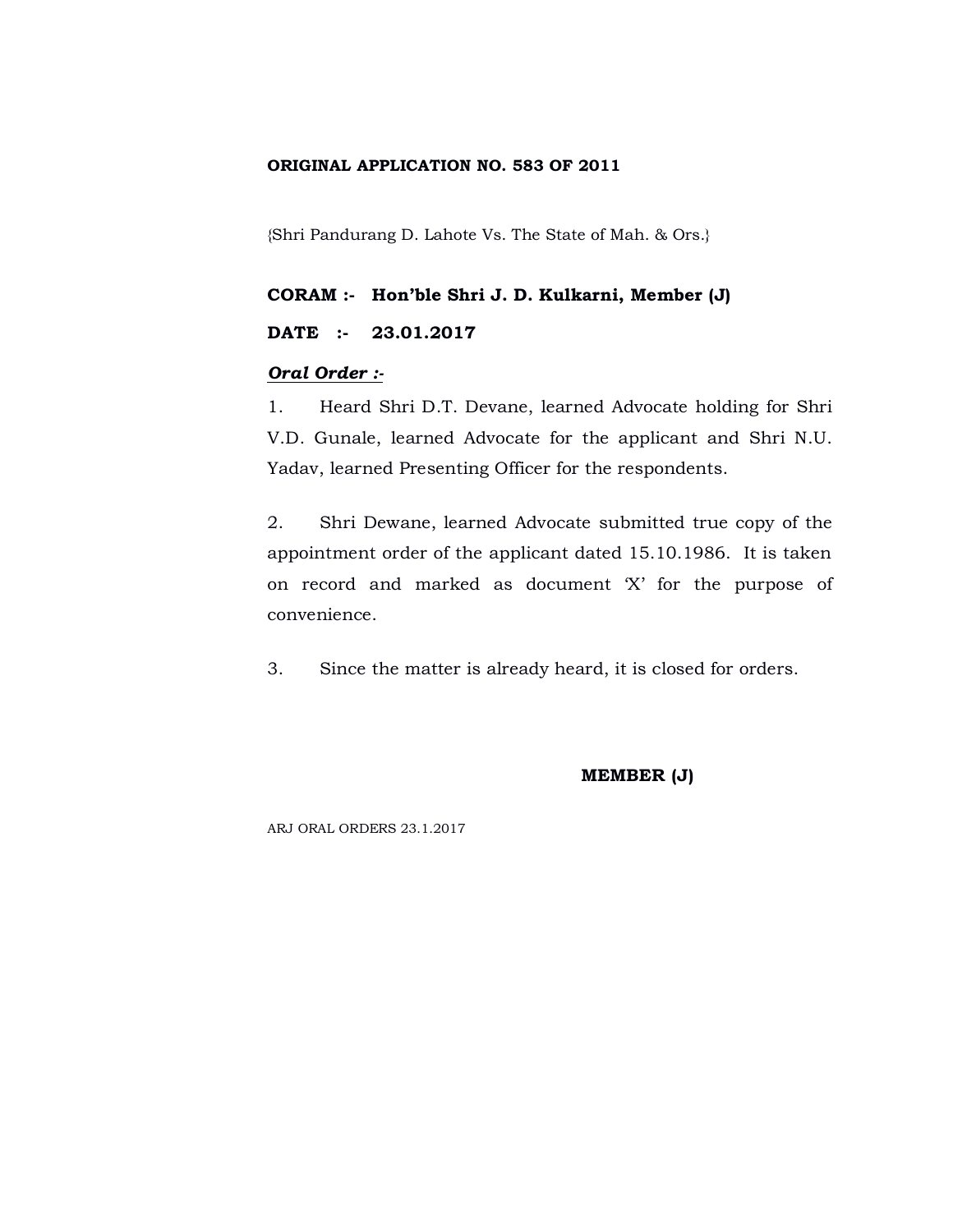**ORIGINAL APPLICATION NO. 583 OF 2011**

{Shri Pandurang D. Lahote Vs. The State of Mah. & Ors.}

**CORAM :- Hon'ble Shri J. D. Kulkarni, Member (J)**

**DATE :- 23.01.2017**

***Oral Order :-***

1. Heard Shri D.T. Devane, learned Advocate holding for Shri V.D. Gunale, learned Advocate for the applicant and Shri N.U. Yadav, learned Presenting Officer for the respondents.

2. Shri Dewane, learned Advocate submitted true copy of the appointment order of the applicant dated 15.10.1986. It is taken on record and marked as document 'X' for the purpose of convenience.

3. Since the matter is already heard, it is closed for orders.

**MEMBER (J)**

ARJ ORAL ORDERS 23.1.2017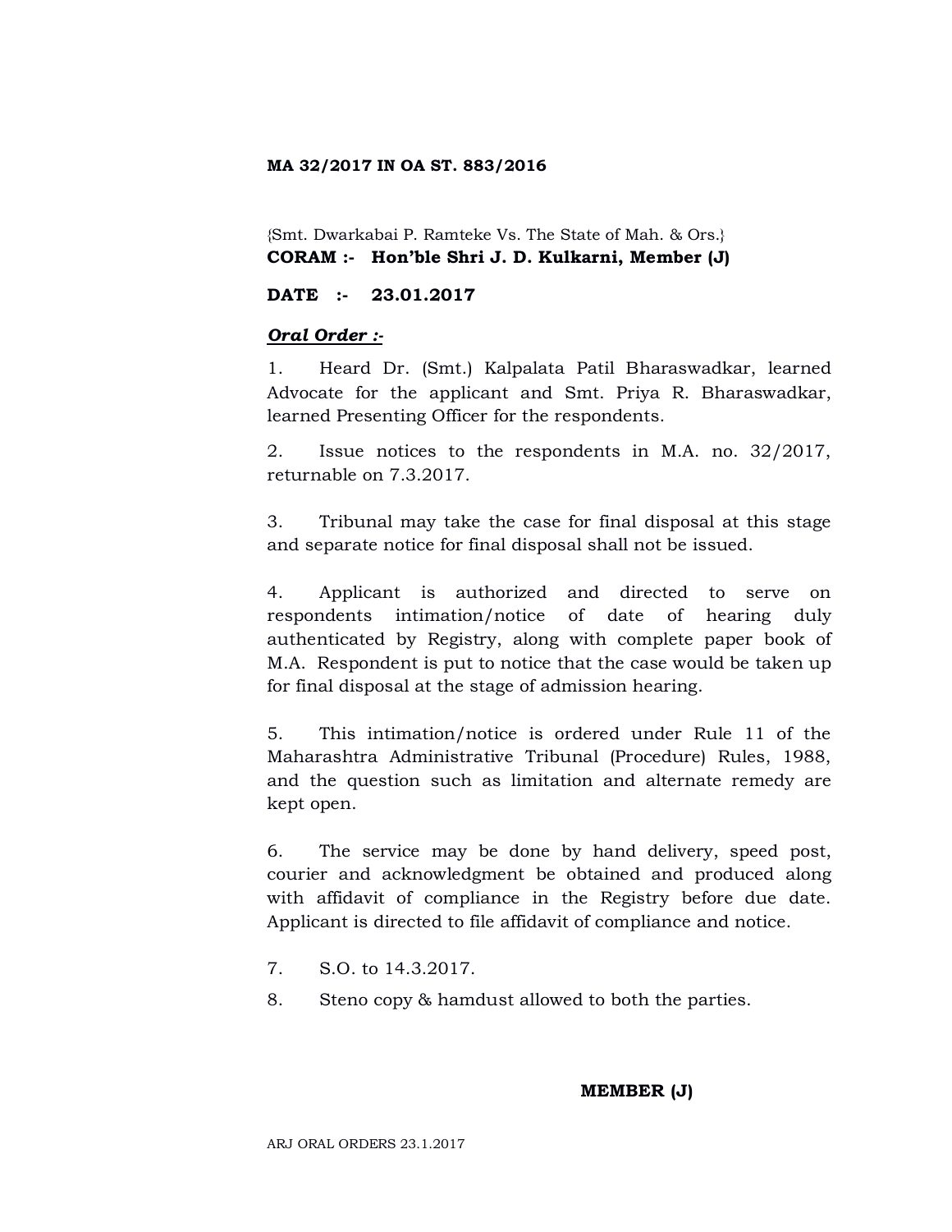**MA 32/2017 IN OA ST. 883/2016**

{Smt. Dwarkabai P. Ramteke Vs. The State of Mah. & Ors.}

**CORAM :- Hon'ble Shri J. D. Kulkarni, Member (J)**

**DATE :- 23.01.2017**

***Oral Order :-***

1. Heard Dr. (Smt.) Kalpalata Patil Bharaswadkar, learned Advocate for the applicant and Smt. Priya R. Bharaswadkar, learned Presenting Officer for the respondents.

2. Issue notices to the respondents in M.A. no. 32/2017, returnable on 7.3.2017.

3. Tribunal may take the case for final disposal at this stage and separate notice for final disposal shall not be issued.

4. Applicant is authorized and directed to serve on respondents intimation/notice of date of hearing duly authenticated by Registry, along with complete paper book of M.A. Respondent is put to notice that the case would be taken up for final disposal at the stage of admission hearing.

5. This intimation/notice is ordered under Rule 11 of the Maharashtra Administrative Tribunal (Procedure) Rules, 1988, and the question such as limitation and alternate remedy are kept open.

6. The service may be done by hand delivery, speed post, courier and acknowledgment be obtained and produced along with affidavit of compliance in the Registry before due date. Applicant is directed to file affidavit of compliance and notice.

7. S.O. to 14.3.2017.

8. Steno copy & hamdust allowed to both the parties.

**MEMBER (J)**

ARJ ORAL ORDERS 23.1.2017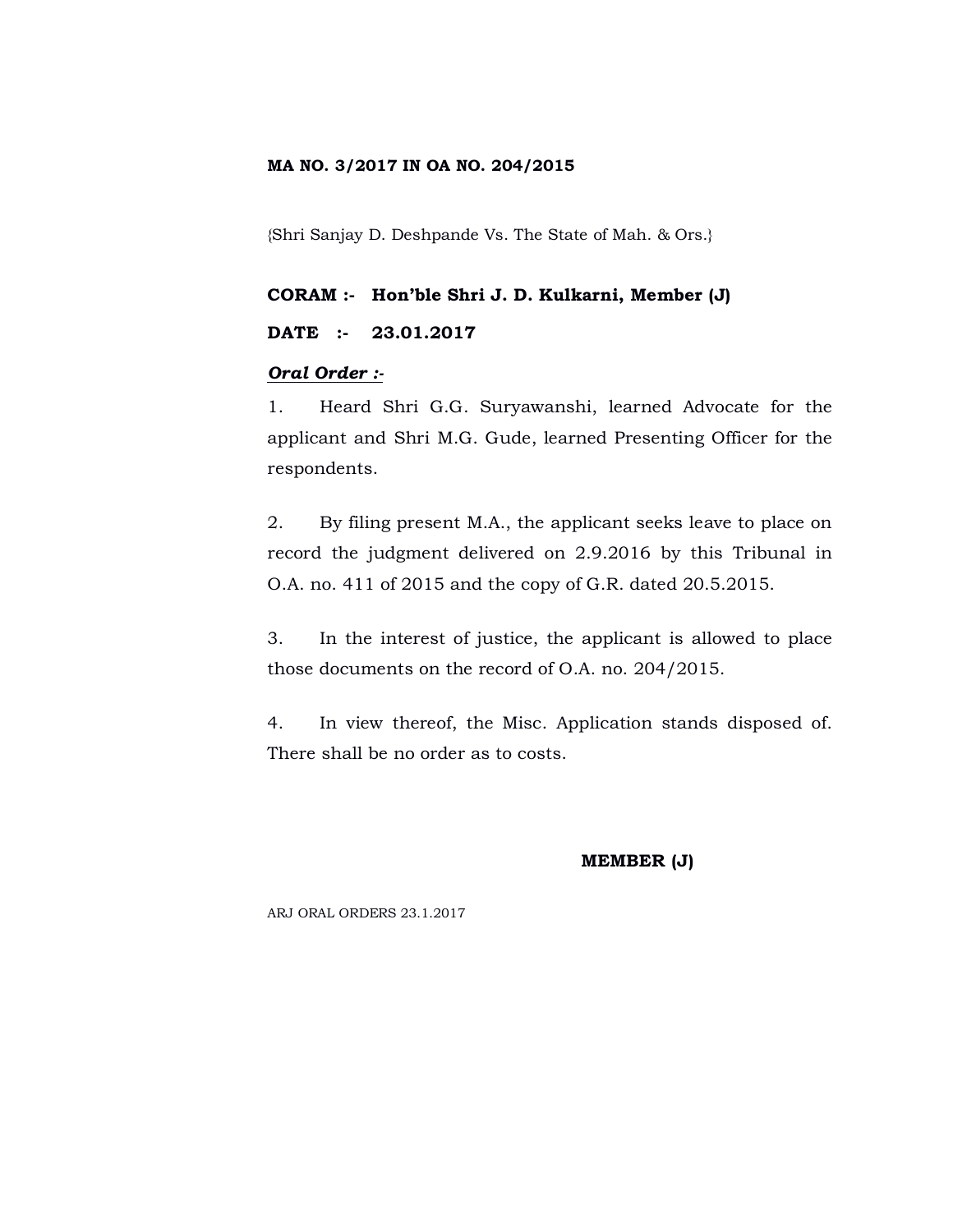**MA NO. 3/2017 IN OA NO. 204/2015**

{Shri Sanjay D. Deshpande Vs. The State of Mah. & Ors.}

**CORAM :- Hon'ble Shri J. D. Kulkarni, Member (J)**

**DATE :- 23.01.2017**

***Oral Order :-***

1. Heard Shri G.G. Suryawanshi, learned Advocate for the applicant and Shri M.G. Gude, learned Presenting Officer for the respondents.

2. By filing present M.A., the applicant seeks leave to place on record the judgment delivered on 2.9.2016 by this Tribunal in O.A. no. 411 of 2015 and the copy of G.R. dated 20.5.2015.

3. In the interest of justice, the applicant is allowed to place those documents on the record of O.A. no. 204/2015.

4. In view thereof, the Misc. Application stands disposed of. There shall be no order as to costs.

**MEMBER (J)**

ARJ ORAL ORDERS 23.1.2017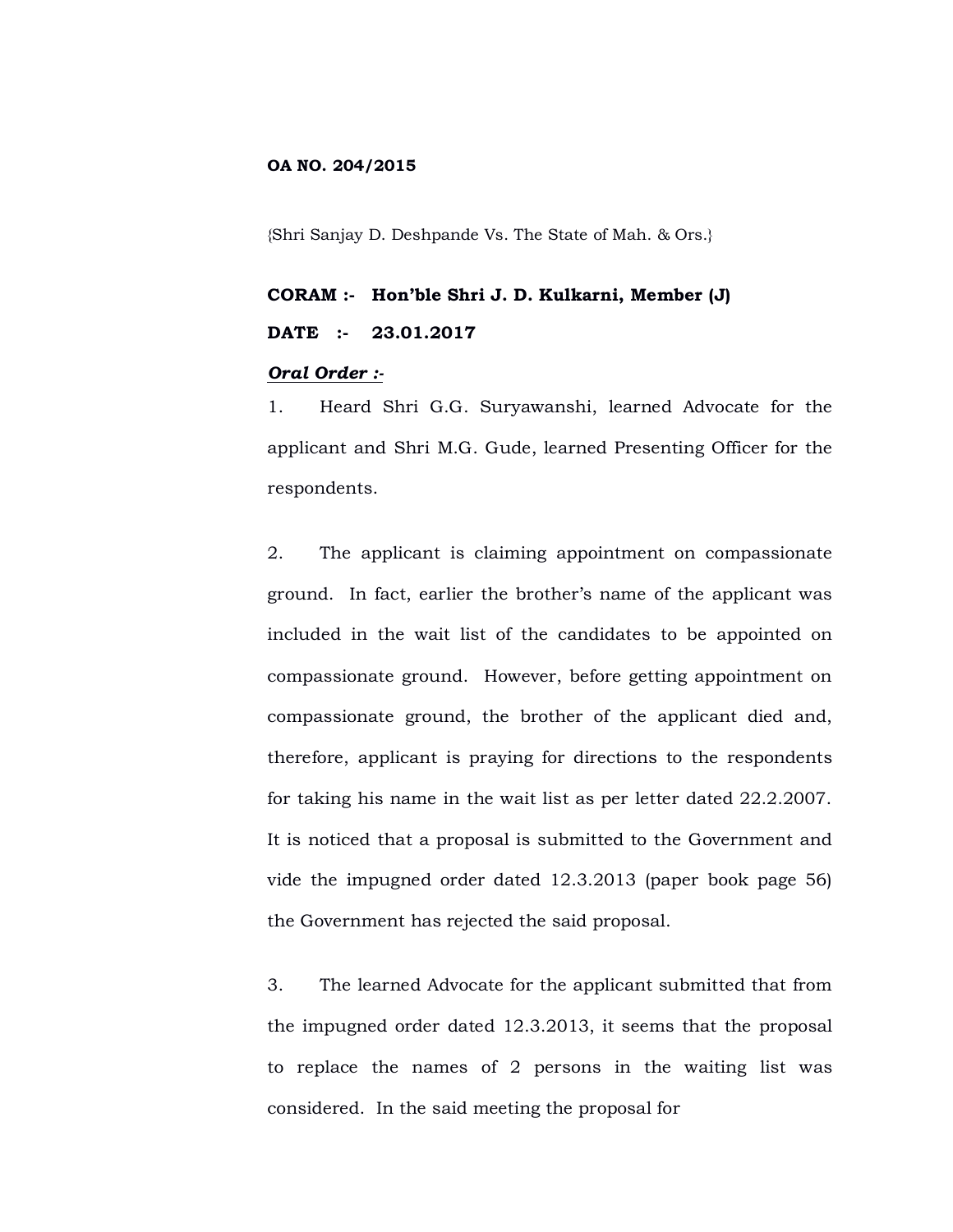**OA NO. 204/2015**

{Shri Sanjay D. Deshpande Vs. The State of Mah. & Ors.}

**CORAM :- Hon'ble Shri J. D. Kulkarni, Member (J)**

**DATE :- 23.01.2017**

***Oral Order :-***

1. Heard Shri G.G. Suryawanshi, learned Advocate for the applicant and Shri M.G. Gude, learned Presenting Officer for the respondents.

2. The applicant is claiming appointment on compassionate ground. In fact, earlier the brother's name of the applicant was included in the wait list of the candidates to be appointed on compassionate ground. However, before getting appointment on compassionate ground, the brother of the applicant died and, therefore, applicant is praying for directions to the respondents for taking his name in the wait list as per letter dated 22.2.2007. It is noticed that a proposal is submitted to the Government and vide the impugned order dated 12.3.2013 (paper book page 56) the Government has rejected the said proposal.

3. The learned Advocate for the applicant submitted that from the impugned order dated 12.3.2013, it seems that the proposal to replace the names of 2 persons in the waiting list was considered. In the said meeting the proposal for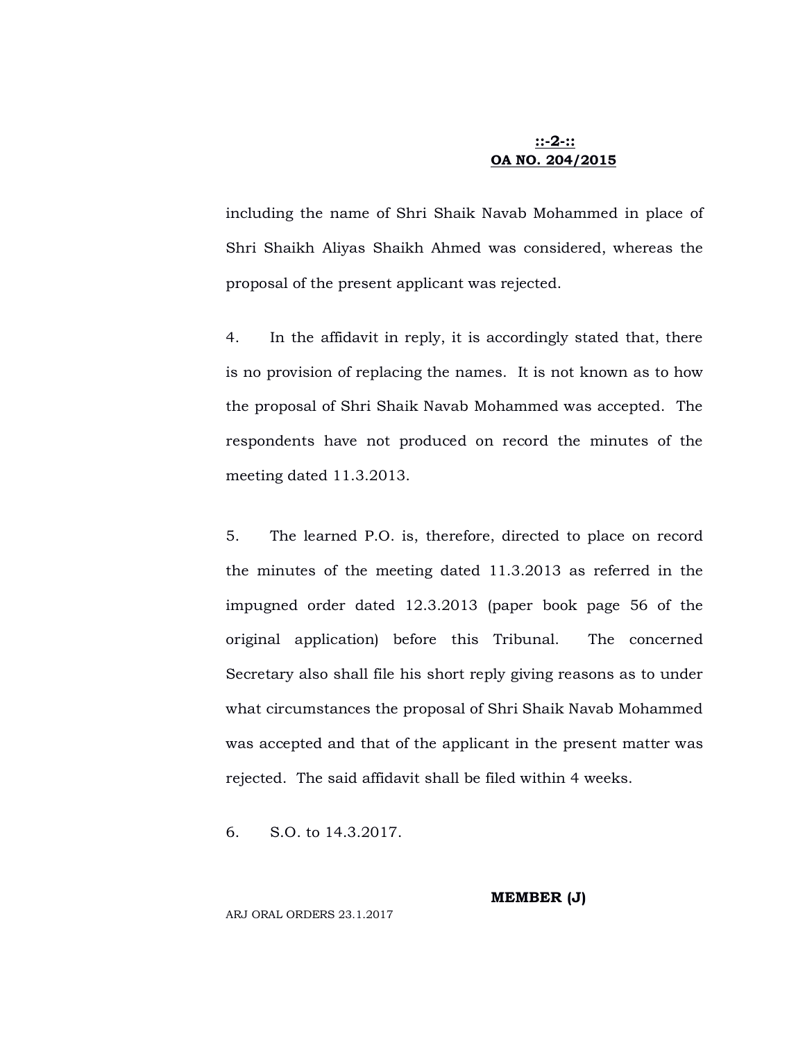including the name of Shri Shaik Navab Mohammed in place of Shri Shaikh Aliyas Shaikh Ahmed was considered, whereas the proposal of the present applicant was rejected.

4. In the affidavit in reply, it is accordingly stated that, there is no provision of replacing the names. It is not known as to how the proposal of Shri Shaik Navab Mohammed was accepted. The respondents have not produced on record the minutes of the meeting dated 11.3.2013.

5. The learned P.O. is, therefore, directed to place on record the minutes of the meeting dated 11.3.2013 as referred in the impugned order dated 12.3.2013 (paper book page 56 of the original application) before this Tribunal. The concerned Secretary also shall file his short reply giving reasons as to under what circumstances the proposal of Shri Shaik Navab Mohammed was accepted and that of the applicant in the present matter was rejected. The said affidavit shall be filed within 4 weeks.

6. S.O. to 14.3.2017.

**MEMBER (J)**

ARJ ORAL ORDERS 23.1.2017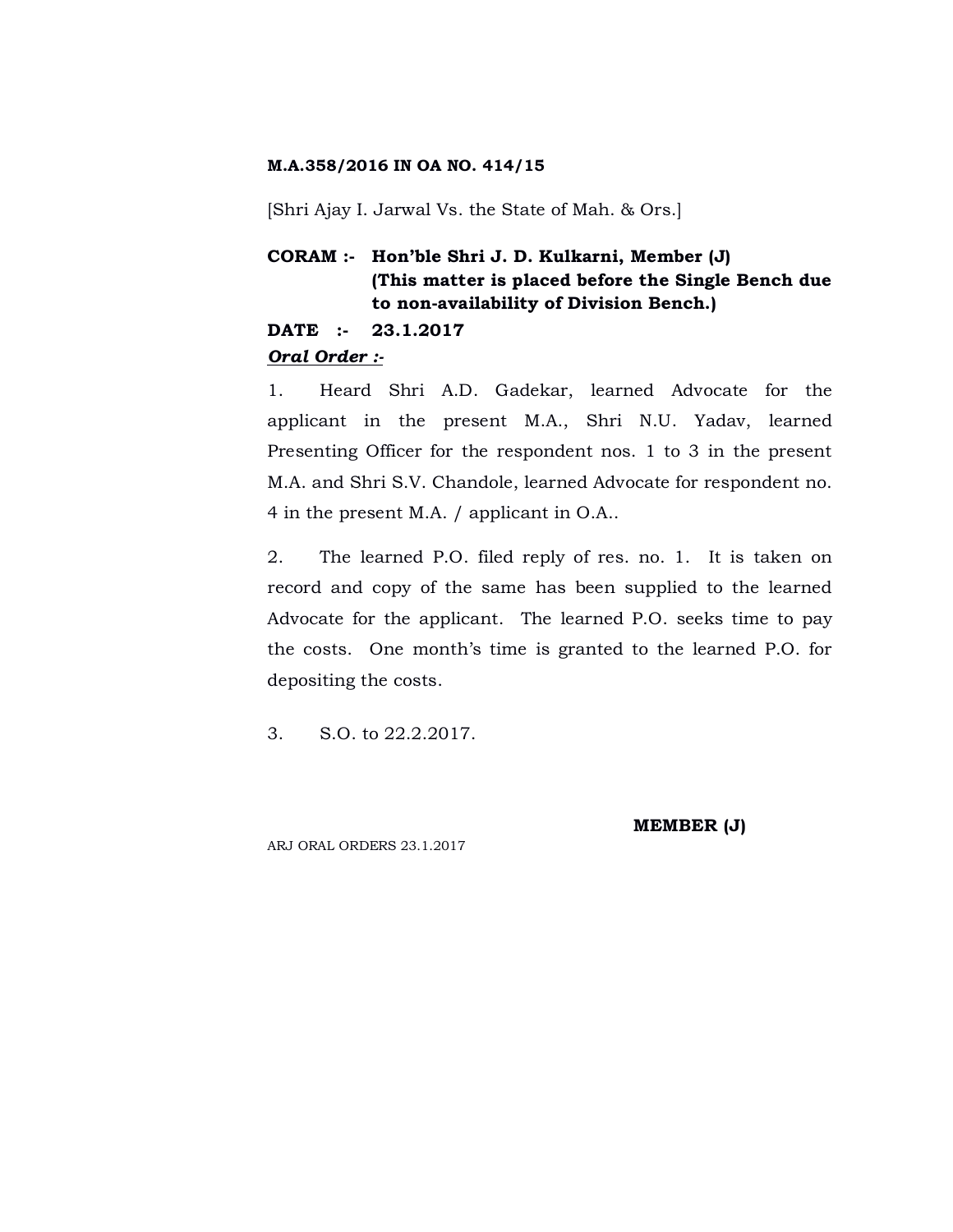**M.A.358/2016 IN OA NO. 414/15**

[Shri Ajay I. Jarwal Vs. the State of Mah. & Ors.]

**CORAM :- Hon'ble Shri J. D. Kulkarni, Member (J)**
**(This matter is placed before the Single Bench due to non-availability of Division Bench.)**

**DATE :- 23.1.2017**

***Oral Order :-***

1. Heard Shri A.D. Gadekar, learned Advocate for the applicant in the present M.A., Shri N.U. Yadav, learned Presenting Officer for the respondent nos. 1 to 3 in the present M.A. and Shri S.V. Chandole, learned Advocate for respondent no. 4 in the present M.A. / applicant in O.A..

2. The learned P.O. filed reply of res. no. 1. It is taken on record and copy of the same has been supplied to the learned Advocate for the applicant. The learned P.O. seeks time to pay the costs. One month's time is granted to the learned P.O. for depositing the costs.

3. S.O. to 22.2.2017.

**MEMBER (J)**

ARJ ORAL ORDERS 23.1.2017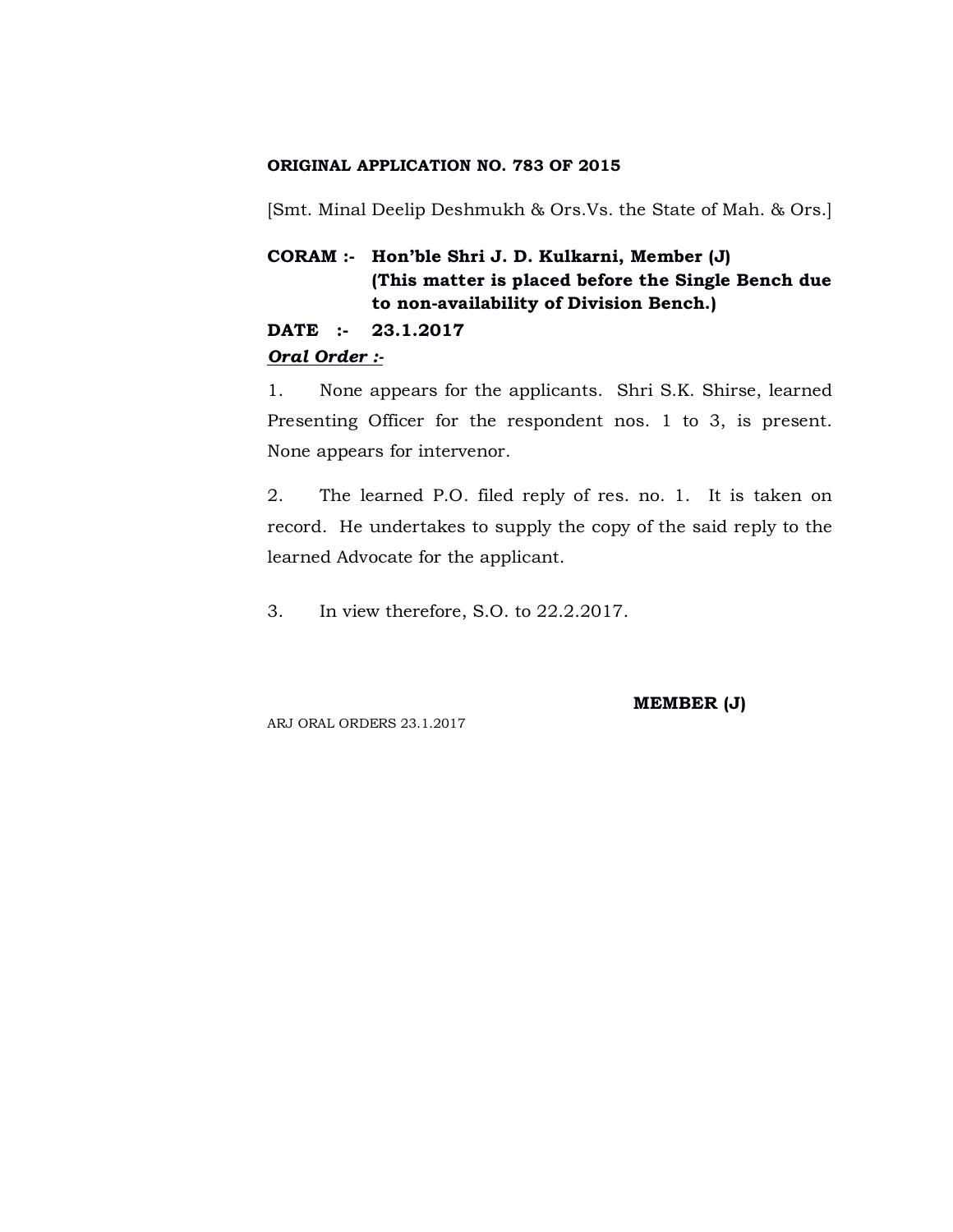**ORIGINAL APPLICATION NO. 783 OF 2015**

[Smt. Minal Deelip Deshmukh & Ors.Vs. the State of Mah. & Ors.]

**CORAM :- Hon'ble Shri J. D. Kulkarni, Member (J)**
**(This matter is placed before the Single Bench due to non-availability of Division Bench.)**

**DATE :- 23.1.2017**

***Oral Order :-***

1. None appears for the applicants. Shri S.K. Shirse, learned Presenting Officer for the respondent nos. 1 to 3, is present. None appears for intervenor.

2. The learned P.O. filed reply of res. no. 1. It is taken on record. He undertakes to supply the copy of the said reply to the learned Advocate for the applicant.

3. In view therefore, S.O. to 22.2.2017.

**MEMBER (J)**

ARJ ORAL ORDERS 23.1.2017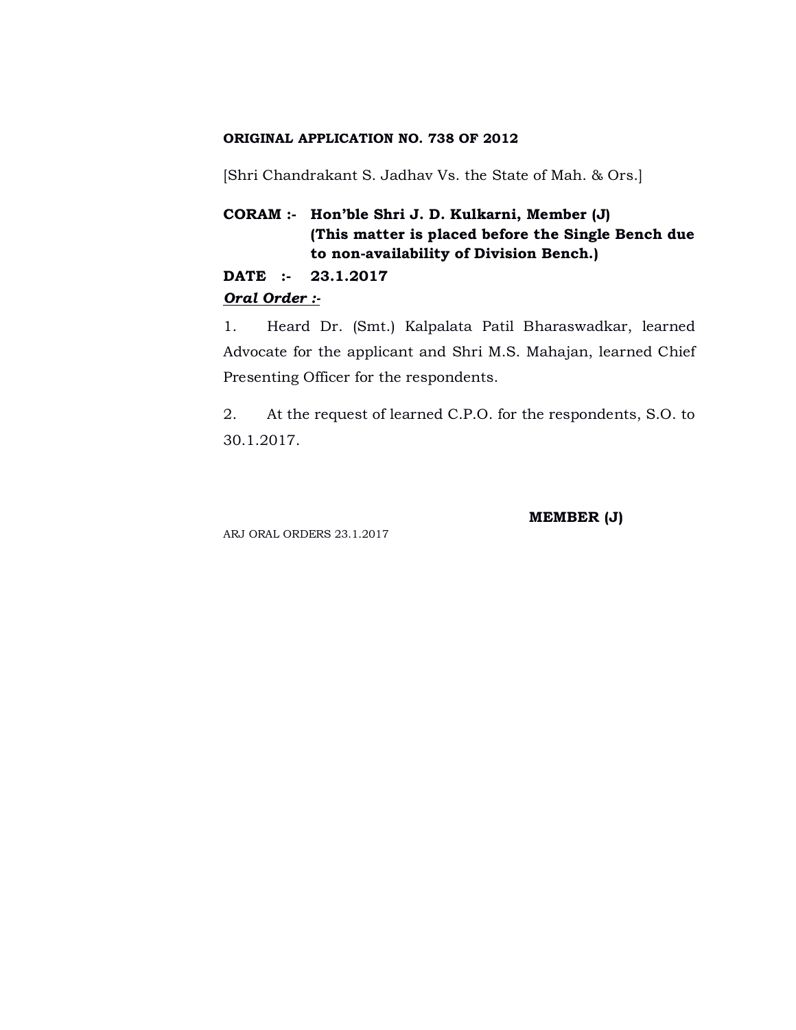**ORIGINAL APPLICATION NO. 738 OF 2012**

[Shri Chandrakant S. Jadhav Vs. the State of Mah. & Ors.]

**CORAM :- Hon'ble Shri J. D. Kulkarni, Member (J)**
**(This matter is placed before the Single Bench due to non-availability of Division Bench.)**

**DATE :- 23.1.2017**

***Oral Order :-***

1. Heard Dr. (Smt.) Kalpalata Patil Bharaswadkar, learned Advocate for the applicant and Shri M.S. Mahajan, learned Chief Presenting Officer for the respondents.

2. At the request of learned C.P.O. for the respondents, S.O. to 30.1.2017.

**MEMBER (J)**

ARJ ORAL ORDERS 23.1.2017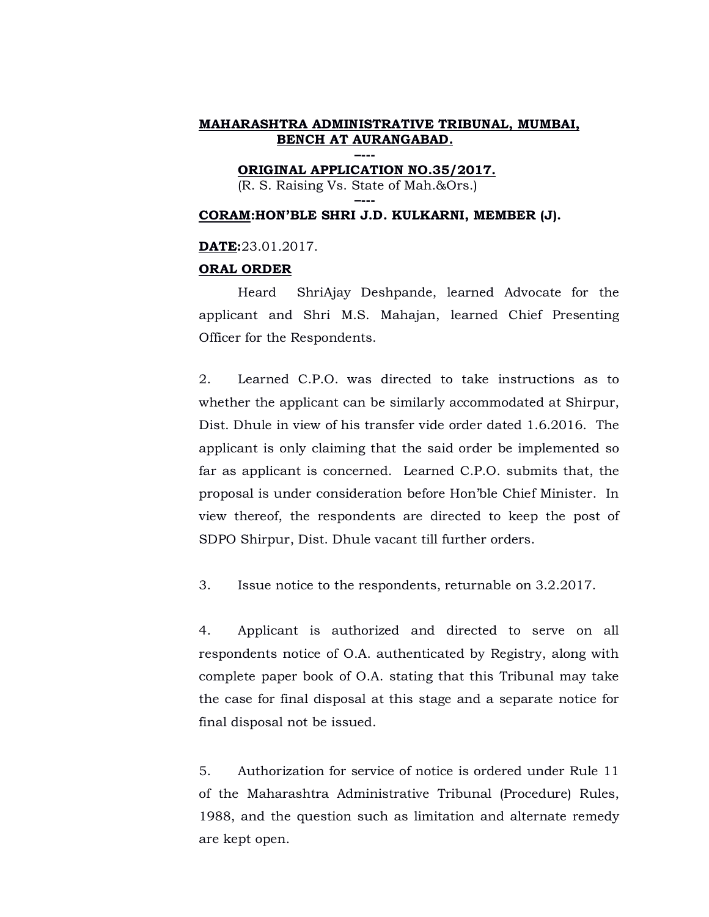**MAHARASHTRA ADMINISTRATIVE TRIBUNAL, MUMBAI, BENCH AT AURANGABAD.**

----

**ORIGINAL APPLICATION NO.35/2017.**

(R. S. Raising Vs. State of Mah.&Ors.)

----

**CORAM:HON'BLE SHRI J.D. KULKARNI, MEMBER (J).**

**DATE:**23.01.2017.

**ORAL ORDER**

Heard ShriAjay Deshpande, learned Advocate for the applicant and Shri M.S. Mahajan, learned Chief Presenting Officer for the Respondents.

2. Learned C.P.O. was directed to take instructions as to whether the applicant can be similarly accommodated at Shirpur, Dist. Dhule in view of his transfer vide order dated 1.6.2016. The applicant is only claiming that the said order be implemented so far as applicant is concerned. Learned C.P.O. submits that, the proposal is under consideration before Hon'ble Chief Minister. In view thereof, the respondents are directed to keep the post of SDPO Shirpur, Dist. Dhule vacant till further orders.

3. Issue notice to the respondents, returnable on 3.2.2017.

4. Applicant is authorized and directed to serve on all respondents notice of O.A. authenticated by Registry, along with complete paper book of O.A. stating that this Tribunal may take the case for final disposal at this stage and a separate notice for final disposal not be issued.

5. Authorization for service of notice is ordered under Rule 11 of the Maharashtra Administrative Tribunal (Procedure) Rules, 1988, and the question such as limitation and alternate remedy are kept open.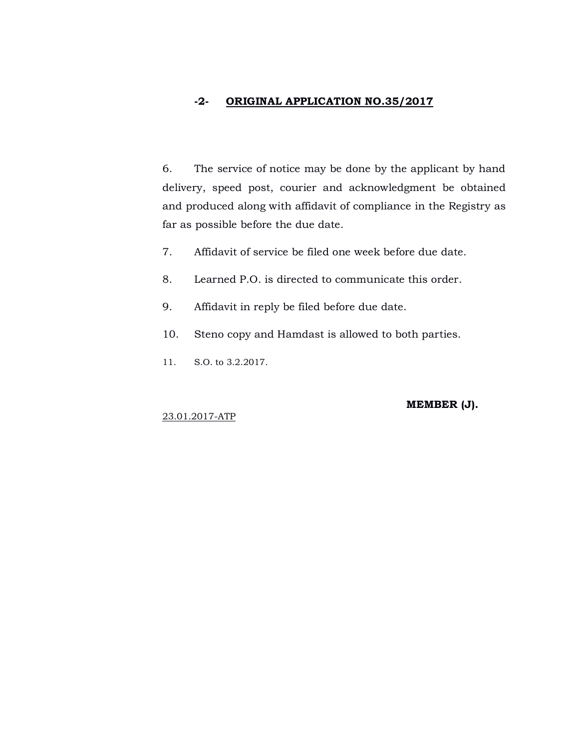**-2- ORIGINAL APPLICATION NO.35/2017**

6. The service of notice may be done by the applicant by hand delivery, speed post, courier and acknowledgment be obtained and produced along with affidavit of compliance in the Registry as far as possible before the due date.

7. Affidavit of service be filed one week before due date.

8. Learned P.O. is directed to communicate this order.

9. Affidavit in reply be filed before due date.

10. Steno copy and Hamdast is allowed to both parties.

11. S.O. to 3.2.2017.

**MEMBER (J).**

23.01.2017-ATP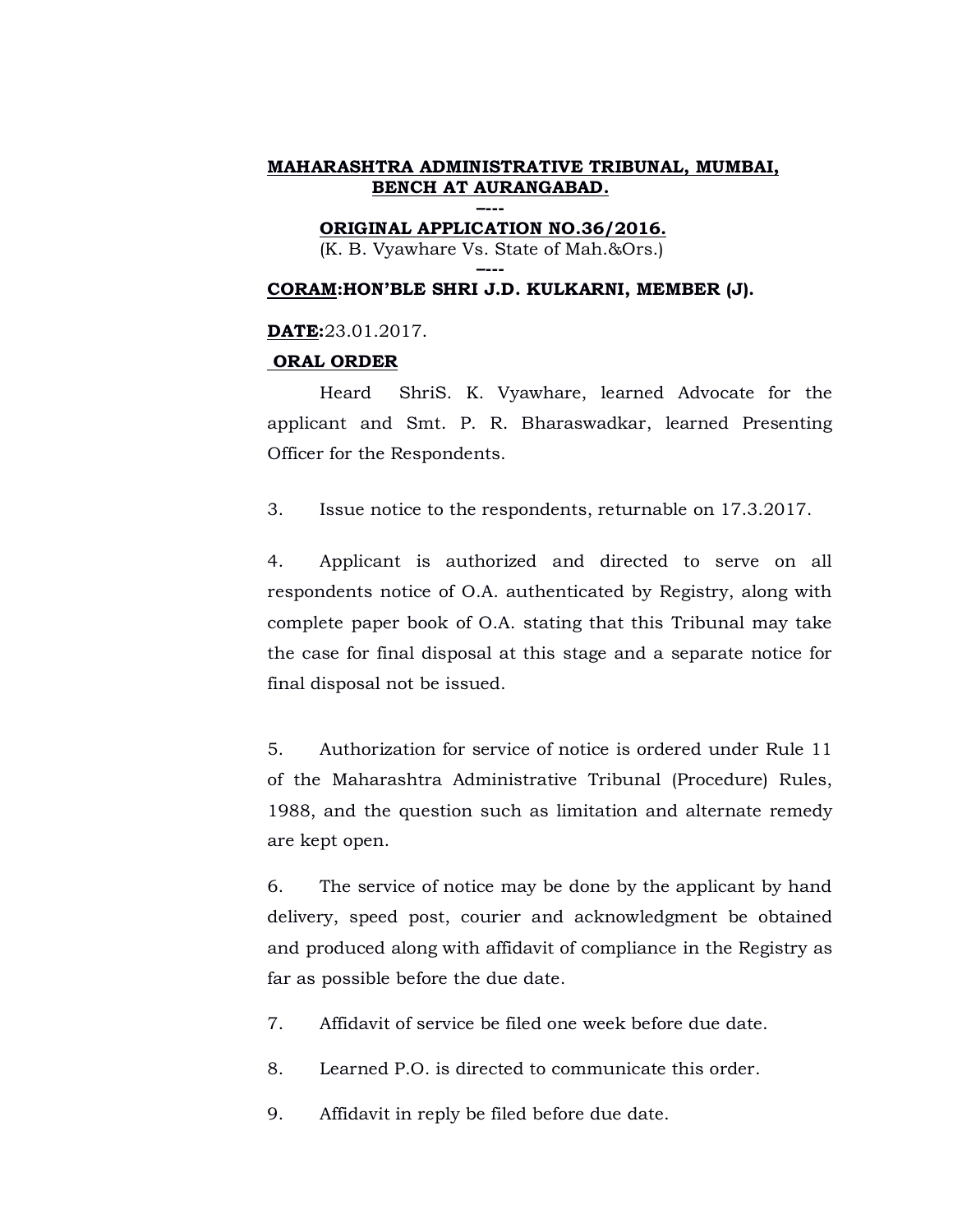**MAHARASHTRA ADMINISTRATIVE TRIBUNAL, MUMBAI, BENCH AT AURANGABAD.**

----

**ORIGINAL APPLICATION NO.36/2016.**

(K. B. Vyawhare Vs. State of Mah.&Ors.)

----

**CORAM:HON'BLE SHRI J.D. KULKARNI, MEMBER (J).**

**DATE:**23.01.2017.

**ORAL ORDER**

Heard ShriS. K. Vyawhare, learned Advocate for the applicant and Smt. P. R. Bharaswadkar, learned Presenting Officer for the Respondents.

3. Issue notice to the respondents, returnable on 17.3.2017.

4. Applicant is authorized and directed to serve on all respondents notice of O.A. authenticated by Registry, along with complete paper book of O.A. stating that this Tribunal may take the case for final disposal at this stage and a separate notice for final disposal not be issued.

5. Authorization for service of notice is ordered under Rule 11 of the Maharashtra Administrative Tribunal (Procedure) Rules, 1988, and the question such as limitation and alternate remedy are kept open.

6. The service of notice may be done by the applicant by hand delivery, speed post, courier and acknowledgment be obtained and produced along with affidavit of compliance in the Registry as far as possible before the due date.

7. Affidavit of service be filed one week before due date.

8. Learned P.O. is directed to communicate this order.

9. Affidavit in reply be filed before due date.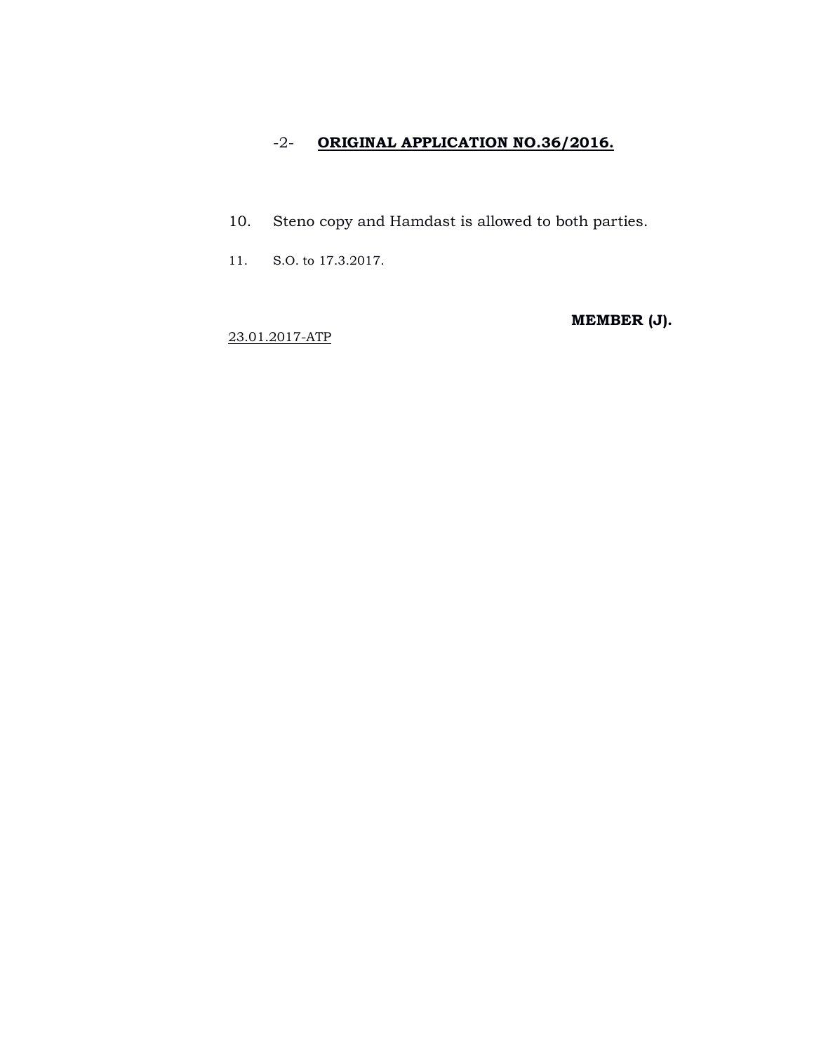-2- **ORIGINAL APPLICATION NO.36/2016.**

10. Steno copy and Hamdast is allowed to both parties.

11. S.O. to 17.3.2017.

**MEMBER (J).**

23.01.2017-ATP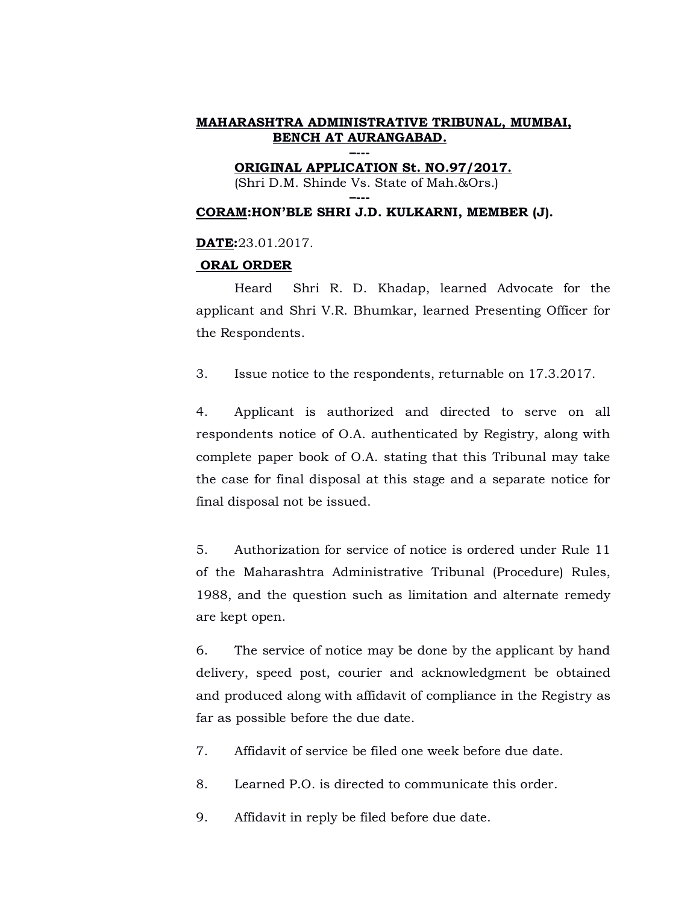**MAHARASHTRA ADMINISTRATIVE TRIBUNAL, MUMBAI, BENCH AT AURANGABAD.**

----

**ORIGINAL APPLICATION St. NO.97/2017.**
(Shri D.M. Shinde Vs. State of Mah.&Ors.)

----

**CORAM:HON'BLE SHRI J.D. KULKARNI, MEMBER (J).**

**DATE:**23.01.2017.

**ORAL ORDER**

Heard Shri R. D. Khadap, learned Advocate for the applicant and Shri V.R. Bhumkar, learned Presenting Officer for the Respondents.

3. Issue notice to the respondents, returnable on 17.3.2017.

4. Applicant is authorized and directed to serve on all respondents notice of O.A. authenticated by Registry, along with complete paper book of O.A. stating that this Tribunal may take the case for final disposal at this stage and a separate notice for final disposal not be issued.

5. Authorization for service of notice is ordered under Rule 11 of the Maharashtra Administrative Tribunal (Procedure) Rules, 1988, and the question such as limitation and alternate remedy are kept open.

6. The service of notice may be done by the applicant by hand delivery, speed post, courier and acknowledgment be obtained and produced along with affidavit of compliance in the Registry as far as possible before the due date.

7. Affidavit of service be filed one week before due date.

8. Learned P.O. is directed to communicate this order.

9. Affidavit in reply be filed before due date.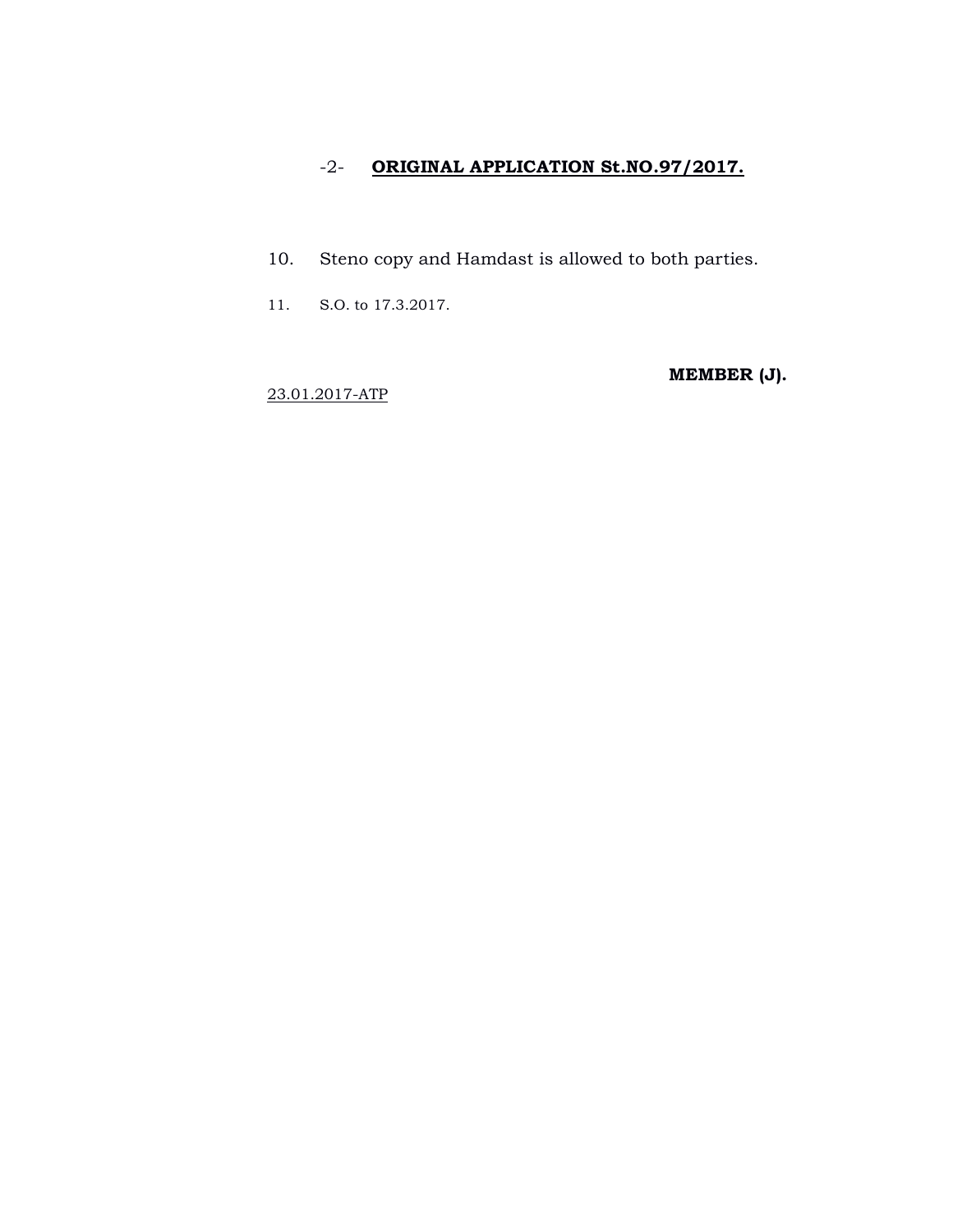-2- **ORIGINAL APPLICATION St.NO.97/2017.**

10. Steno copy and Hamdast is allowed to both parties.

11. S.O. to 17.3.2017.

**MEMBER (J).**

23.01.2017-ATP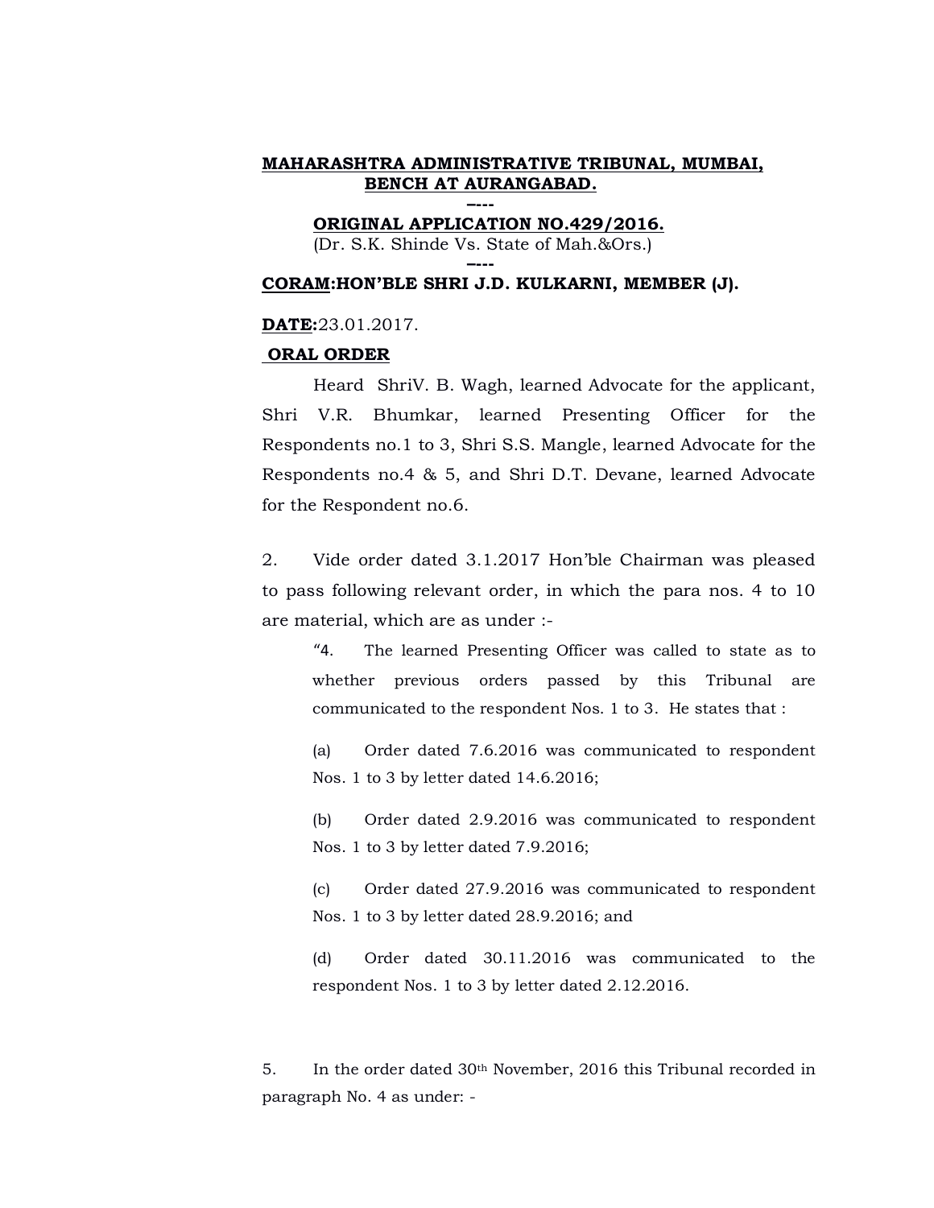**MAHARASHTRA ADMINISTRATIVE TRIBUNAL, MUMBAI, BENCH AT AURANGABAD.**

----

**ORIGINAL APPLICATION NO.429/2016.**

(Dr. S.K. Shinde Vs. State of Mah.&Ors.)

----

**CORAM:HON'BLE SHRI J.D. KULKARNI, MEMBER (J).**

**DATE:**23.01.2017.

**ORAL ORDER**

Heard ShriV. B. Wagh, learned Advocate for the applicant, Shri V.R. Bhumkar, learned Presenting Officer for the Respondents no.1 to 3, Shri S.S. Mangle, learned Advocate for the Respondents no.4 & 5, and Shri D.T. Devane, learned Advocate for the Respondent no.6.

2. Vide order dated 3.1.2017 Hon'ble Chairman was pleased to pass following relevant order, in which the para nos. 4 to 10 are material, which are as under :-

> "4. The learned Presenting Officer was called to state as to whether previous orders passed by this Tribunal are communicated to the respondent Nos. 1 to 3. He states that :
>
> (a) Order dated 7.6.2016 was communicated to respondent Nos. 1 to 3 by letter dated 14.6.2016;
>
> (b) Order dated 2.9.2016 was communicated to respondent Nos. 1 to 3 by letter dated 7.9.2016;
>
> (c) Order dated 27.9.2016 was communicated to respondent Nos. 1 to 3 by letter dated 28.9.2016; and
>
> (d) Order dated 30.11.2016 was communicated to the respondent Nos. 1 to 3 by letter dated 2.12.2016.

5. In the order dated 30th November, 2016 this Tribunal recorded in paragraph No. 4 as under: -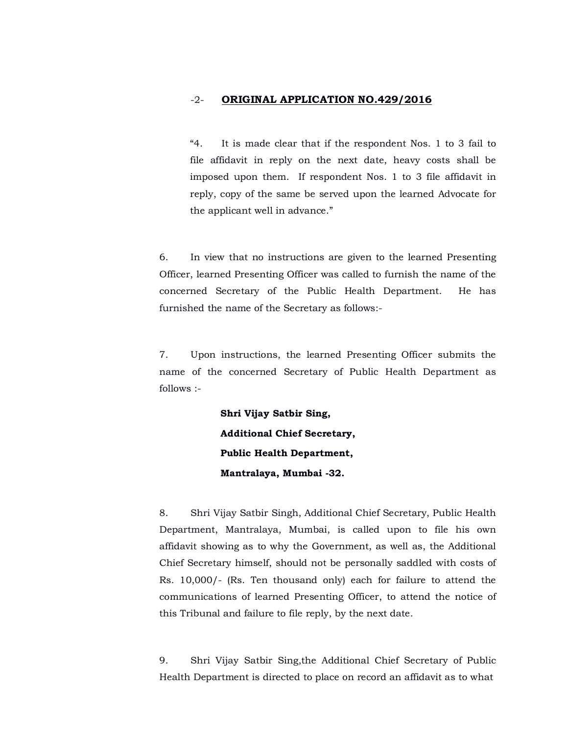**ORIGINAL APPLICATION NO.429/2016**

> "4. It is made clear that if the respondent Nos. 1 to 3 fail to file affidavit in reply on the next date, heavy costs shall be imposed upon them. If respondent Nos. 1 to 3 file affidavit in reply, copy of the same be served upon the learned Advocate for the applicant well in advance."

6. In view that no instructions are given to the learned Presenting Officer, learned Presenting Officer was called to furnish the name of the concerned Secretary of the Public Health Department. He has furnished the name of the Secretary as follows:-

7. Upon instructions, the learned Presenting Officer submits the name of the concerned Secretary of Public Health Department as follows :-

> **Shri Vijay Satbir Sing,**
> **Additional Chief Secretary,**
> **Public Health Department,**
> **Mantralaya, Mumbai -32.**

8. Shri Vijay Satbir Singh, Additional Chief Secretary, Public Health Department, Mantralaya, Mumbai, is called upon to file his own affidavit showing as to why the Government, as well as, the Additional Chief Secretary himself, should not be personally saddled with costs of Rs. 10,000/- (Rs. Ten thousand only) each for failure to attend the communications of learned Presenting Officer, to attend the notice of this Tribunal and failure to file reply, by the next date.

9. Shri Vijay Satbir Sing,the Additional Chief Secretary of Public Health Department is directed to place on record an affidavit as to what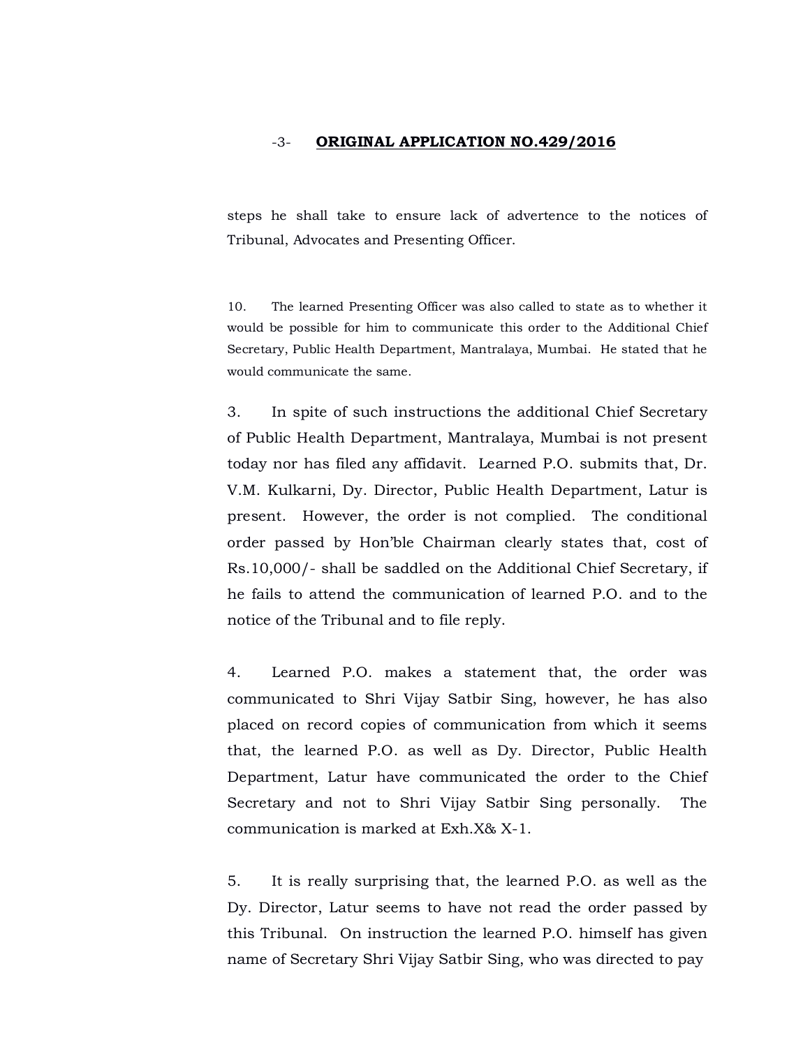steps he shall take to ensure lack of advertence to the notices of Tribunal, Advocates and Presenting Officer.

10. The learned Presenting Officer was also called to state as to whether it would be possible for him to communicate this order to the Additional Chief Secretary, Public Health Department, Mantralaya, Mumbai. He stated that he would communicate the same.

3. In spite of such instructions the additional Chief Secretary of Public Health Department, Mantralaya, Mumbai is not present today nor has filed any affidavit. Learned P.O. submits that, Dr. V.M. Kulkarni, Dy. Director, Public Health Department, Latur is present. However, the order is not complied. The conditional order passed by Hon'ble Chairman clearly states that, cost of Rs.10,000/- shall be saddled on the Additional Chief Secretary, if he fails to attend the communication of learned P.O. and to the notice of the Tribunal and to file reply.

4. Learned P.O. makes a statement that, the order was communicated to Shri Vijay Satbir Sing, however, he has also placed on record copies of communication from which it seems that, the learned P.O. as well as Dy. Director, Public Health Department, Latur have communicated the order to the Chief Secretary and not to Shri Vijay Satbir Sing personally. The communication is marked at Exh.X& X-1.

5. It is really surprising that, the learned P.O. as well as the Dy. Director, Latur seems to have not read the order passed by this Tribunal. On instruction the learned P.O. himself has given name of Secretary Shri Vijay Satbir Sing, who was directed to pay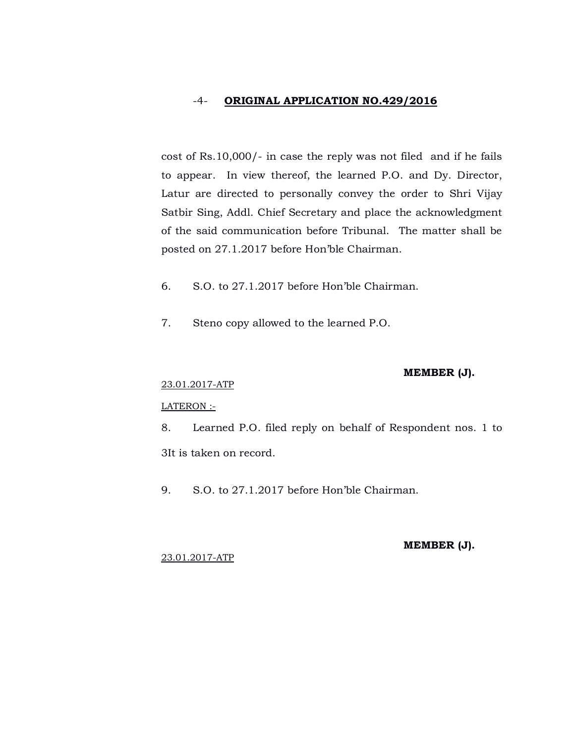**ORIGINAL APPLICATION NO.429/2016**

cost of Rs.10,000/- in case the reply was not filed and if he fails to appear. In view thereof, the learned P.O. and Dy. Director, Latur are directed to personally convey the order to Shri Vijay Satbir Sing, Addl. Chief Secretary and place the acknowledgment of the said communication before Tribunal. The matter shall be posted on 27.1.2017 before Hon'ble Chairman.

6. S.O. to 27.1.2017 before Hon'ble Chairman.

7. Steno copy allowed to the learned P.O.

**MEMBER (J).**

23.01.2017-ATP

LATERON :-

8. Learned P.O. filed reply on behalf of Respondent nos. 1 to 3It is taken on record.

9. S.O. to 27.1.2017 before Hon'ble Chairman.

**MEMBER (J).**

23.01.2017-ATP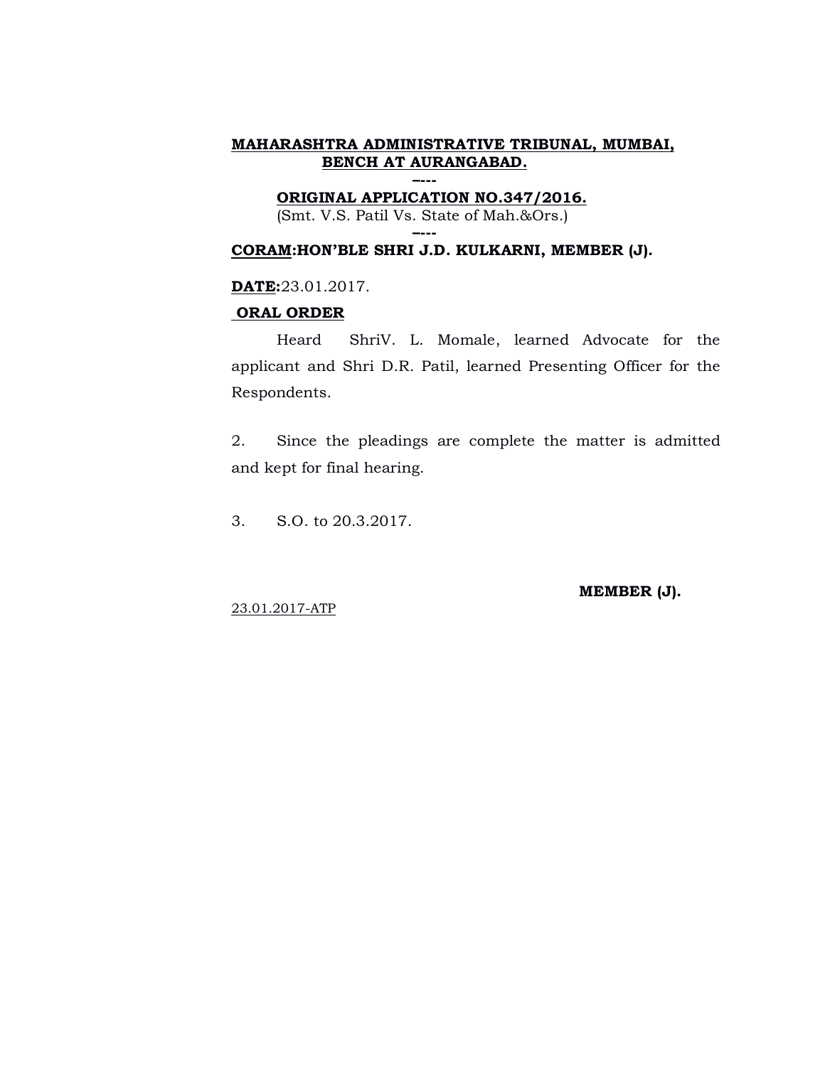**MAHARASHTRA ADMINISTRATIVE TRIBUNAL, MUMBAI, BENCH AT AURANGABAD.**

----

**ORIGINAL APPLICATION NO.347/2016.**
(Smt. V.S. Patil Vs. State of Mah.&Ors.)

----

**CORAM:HON'BLE SHRI J.D. KULKARNI, MEMBER (J).**

**DATE:**23.01.2017.

**ORAL ORDER**

Heard ShriV. L. Momale, learned Advocate for the applicant and Shri D.R. Patil, learned Presenting Officer for the Respondents.

2. Since the pleadings are complete the matter is admitted and kept for final hearing.

3. S.O. to 20.3.2017.

**MEMBER (J).**

23.01.2017-ATP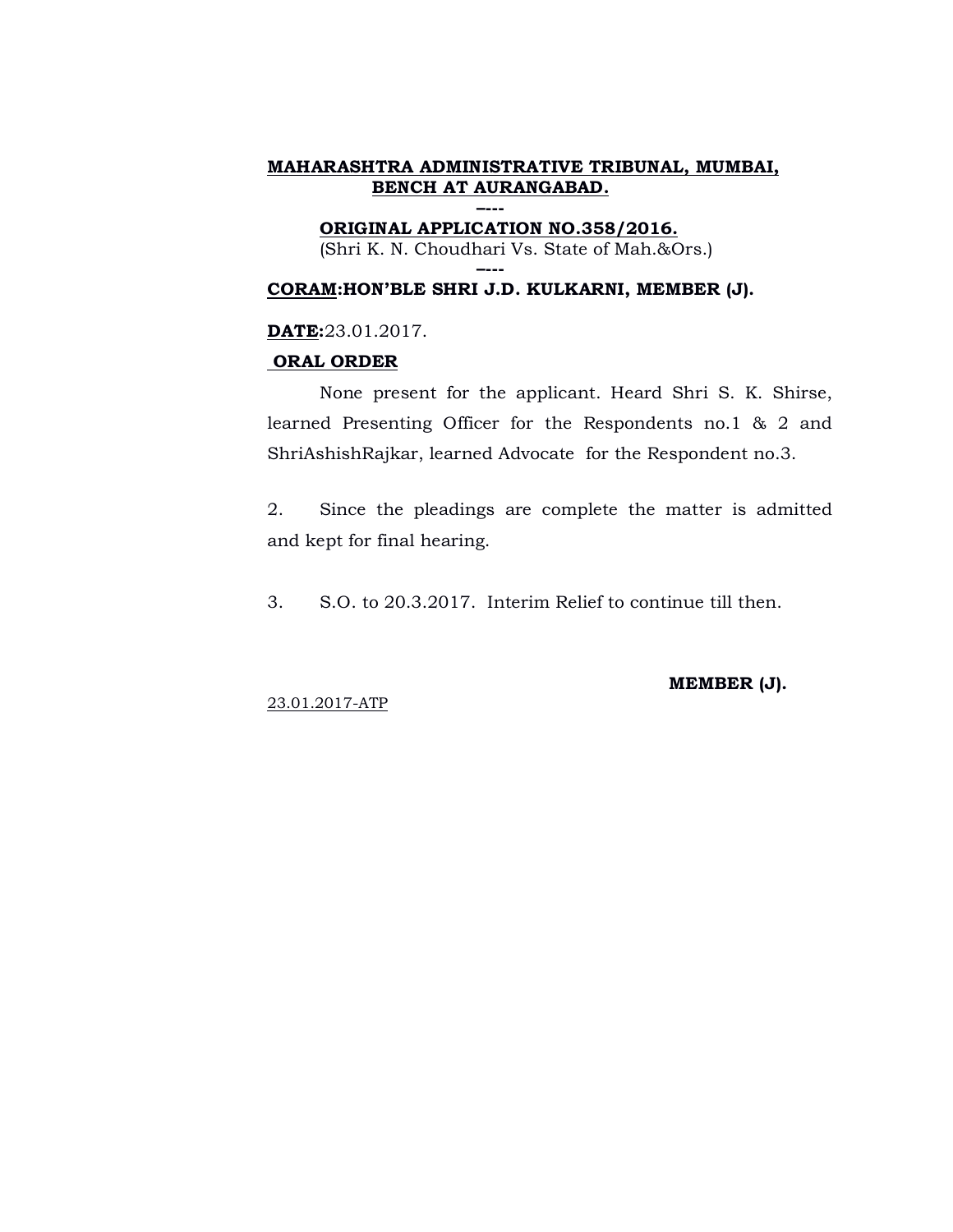**MAHARASHTRA ADMINISTRATIVE TRIBUNAL, MUMBAI, BENCH AT AURANGABAD.**

----

**ORIGINAL APPLICATION NO.358/2016.**

(Shri K. N. Choudhari Vs. State of Mah.&Ors.)

----

**CORAM:HON'BLE SHRI J.D. KULKARNI, MEMBER (J).**

**DATE:**23.01.2017.

**ORAL ORDER**

None present for the applicant. Heard Shri S. K. Shirse, learned Presenting Officer for the Respondents no.1 & 2 and ShriAshishRajkar, learned Advocate for the Respondent no.3.

2. Since the pleadings are complete the matter is admitted and kept for final hearing.

3. S.O. to 20.3.2017. Interim Relief to continue till then.

**MEMBER (J).**

23.01.2017-ATP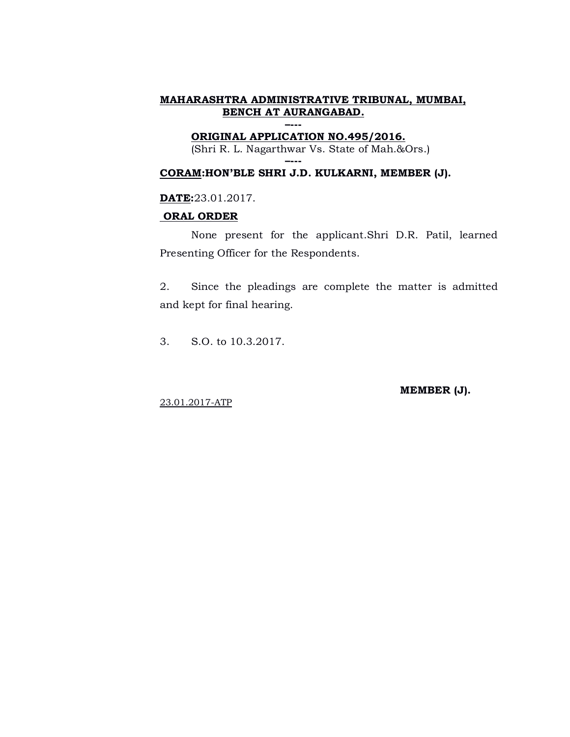**MAHARASHTRA ADMINISTRATIVE TRIBUNAL, MUMBAI,**
**BENCH AT AURANGABAD.**

----

**ORIGINAL APPLICATION NO.495/2016.**

(Shri R. L. Nagarthwar Vs. State of Mah.&Ors.)

----

**CORAM:HON'BLE SHRI J.D. KULKARNI, MEMBER (J).**

**DATE:**23.01.2017.

**ORAL ORDER**

None present for the applicant.Shri D.R. Patil, learned Presenting Officer for the Respondents.

2. Since the pleadings are complete the matter is admitted and kept for final hearing.

3. S.O. to 10.3.2017.

**MEMBER (J).**

23.01.2017-ATP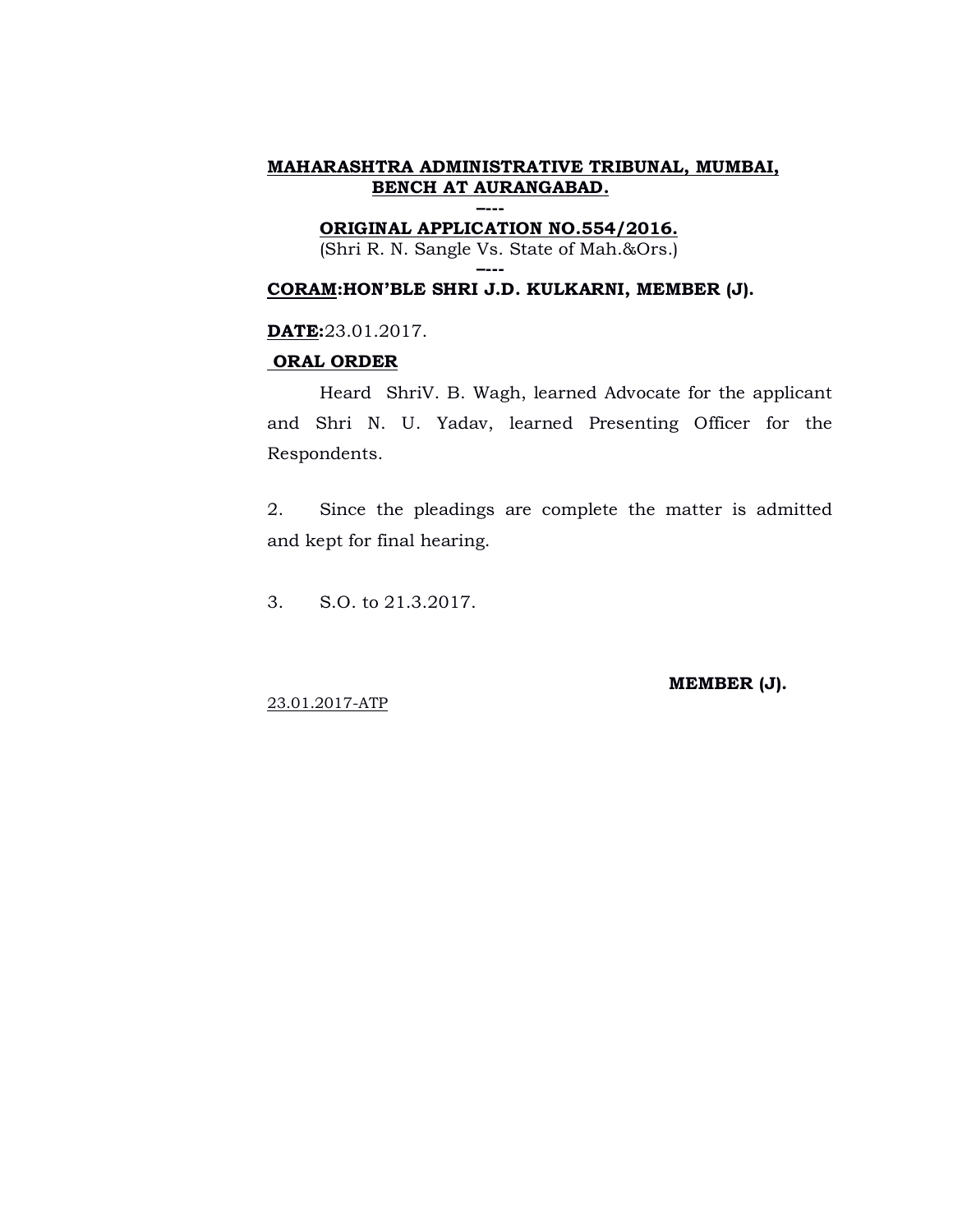**MAHARASHTRA ADMINISTRATIVE TRIBUNAL, MUMBAI, BENCH AT AURANGABAD.**

----

**ORIGINAL APPLICATION NO.554/2016.**

(Shri R. N. Sangle Vs. State of Mah.&Ors.)

----

**CORAM:HON'BLE SHRI J.D. KULKARNI, MEMBER (J).**

**DATE:**23.01.2017.

**ORAL ORDER**

Heard ShriV. B. Wagh, learned Advocate for the applicant and Shri N. U. Yadav, learned Presenting Officer for the Respondents.

2. Since the pleadings are complete the matter is admitted and kept for final hearing.

3. S.O. to 21.3.2017.

**MEMBER (J).**

23.01.2017-ATP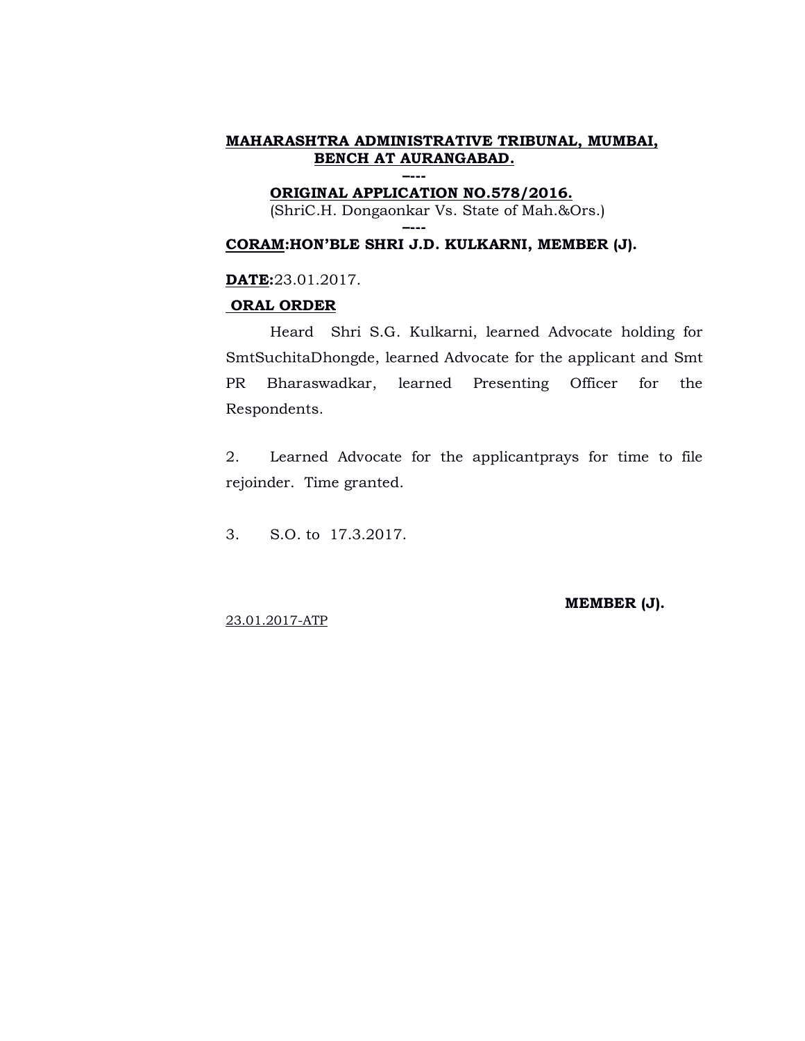**MAHARASHTRA ADMINISTRATIVE TRIBUNAL, MUMBAI, BENCH AT AURANGABAD.**

**----**

**ORIGINAL APPLICATION NO.578/2016.**

(ShriC.H. Dongaonkar Vs. State of Mah.&Ors.)

**----**

**CORAM:HON'BLE SHRI J.D. KULKARNI, MEMBER (J).**

**DATE:**23.01.2017.

**ORAL ORDER**

Heard Shri S.G. Kulkarni, learned Advocate holding for SmtSuchitaDhongde, learned Advocate for the applicant and Smt PR Bharaswadkar, learned Presenting Officer for the Respondents.

2. Learned Advocate for the applicantprays for time to file rejoinder. Time granted.

3. S.O. to 17.3.2017.

**MEMBER (J).**

23.01.2017-ATP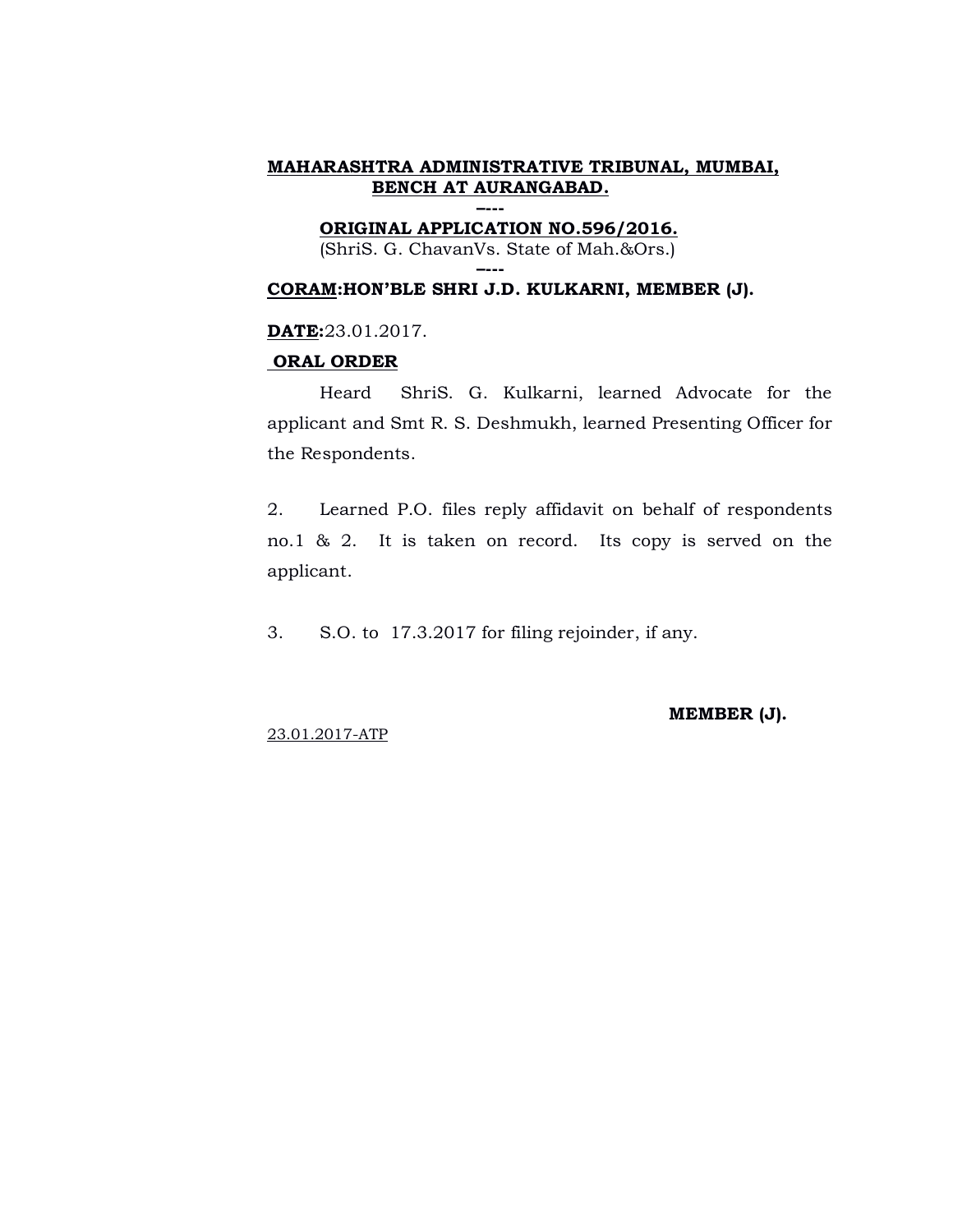**MAHARASHTRA ADMINISTRATIVE TRIBUNAL, MUMBAI, BENCH AT AURANGABAD.**

----

**ORIGINAL APPLICATION NO.596/2016.**

(ShriS. G. ChavanVs. State of Mah.&Ors.)

----

**CORAM:HON'BLE SHRI J.D. KULKARNI, MEMBER (J).**

**DATE:**23.01.2017.

**ORAL ORDER**

Heard ShriS. G. Kulkarni, learned Advocate for the applicant and Smt R. S. Deshmukh, learned Presenting Officer for the Respondents.

2. Learned P.O. files reply affidavit on behalf of respondents no.1 & 2. It is taken on record. Its copy is served on the applicant.

3. S.O. to 17.3.2017 for filing rejoinder, if any.

**MEMBER (J).**

23.01.2017-ATP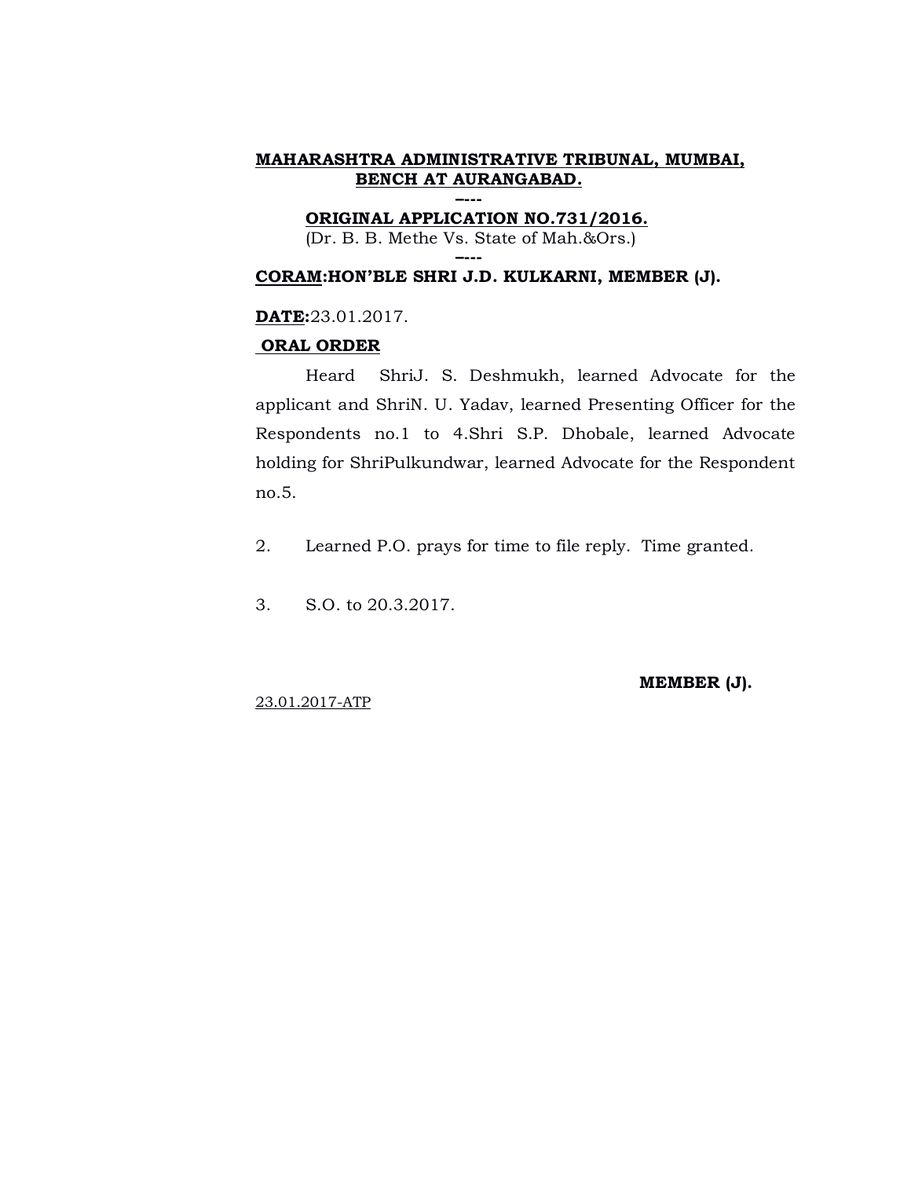**MAHARASHTRA ADMINISTRATIVE TRIBUNAL, MUMBAI, BENCH AT AURANGABAD.**

----

**ORIGINAL APPLICATION NO.731/2016.**

(Dr. B. B. Methe Vs. State of Mah.&Ors.)

----

**CORAM:HON'BLE SHRI J.D. KULKARNI, MEMBER (J).**

**DATE:**23.01.2017.

**ORAL ORDER**

Heard ShriJ. S. Deshmukh, learned Advocate for the applicant and ShriN. U. Yadav, learned Presenting Officer for the Respondents no.1 to 4.Shri S.P. Dhobale, learned Advocate holding for ShriPulkundwar, learned Advocate for the Respondent no.5.

2. Learned P.O. prays for time to file reply. Time granted.

3. S.O. to 20.3.2017.

**MEMBER (J).**

23.01.2017-ATP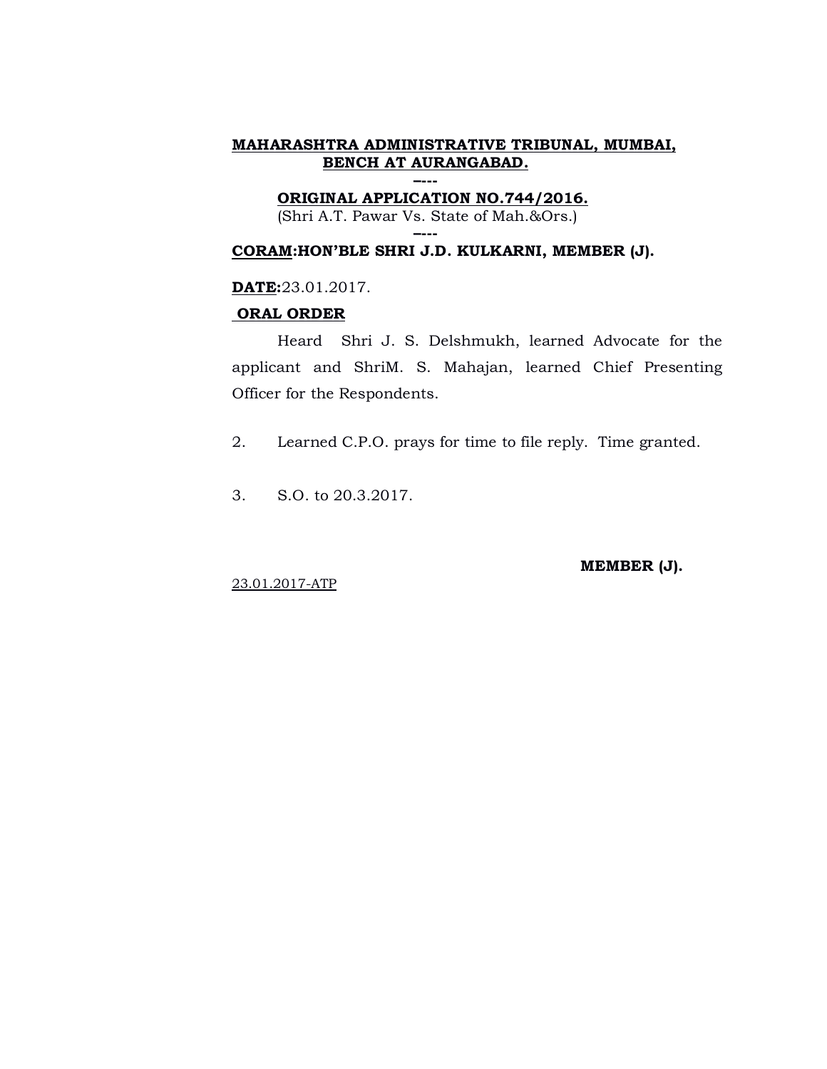**MAHARASHTRA ADMINISTRATIVE TRIBUNAL, MUMBAI, BENCH AT AURANGABAD.**

----

**ORIGINAL APPLICATION NO.744/2016.**

(Shri A.T. Pawar Vs. State of Mah.&Ors.)

----

**CORAM:HON'BLE SHRI J.D. KULKARNI, MEMBER (J).**

**DATE:**23.01.2017.

**ORAL ORDER**

Heard Shri J. S. Delshmukh, learned Advocate for the applicant and ShriM. S. Mahajan, learned Chief Presenting Officer for the Respondents.

2. Learned C.P.O. prays for time to file reply. Time granted.

3. S.O. to 20.3.2017.

**MEMBER (J).**

23.01.2017-ATP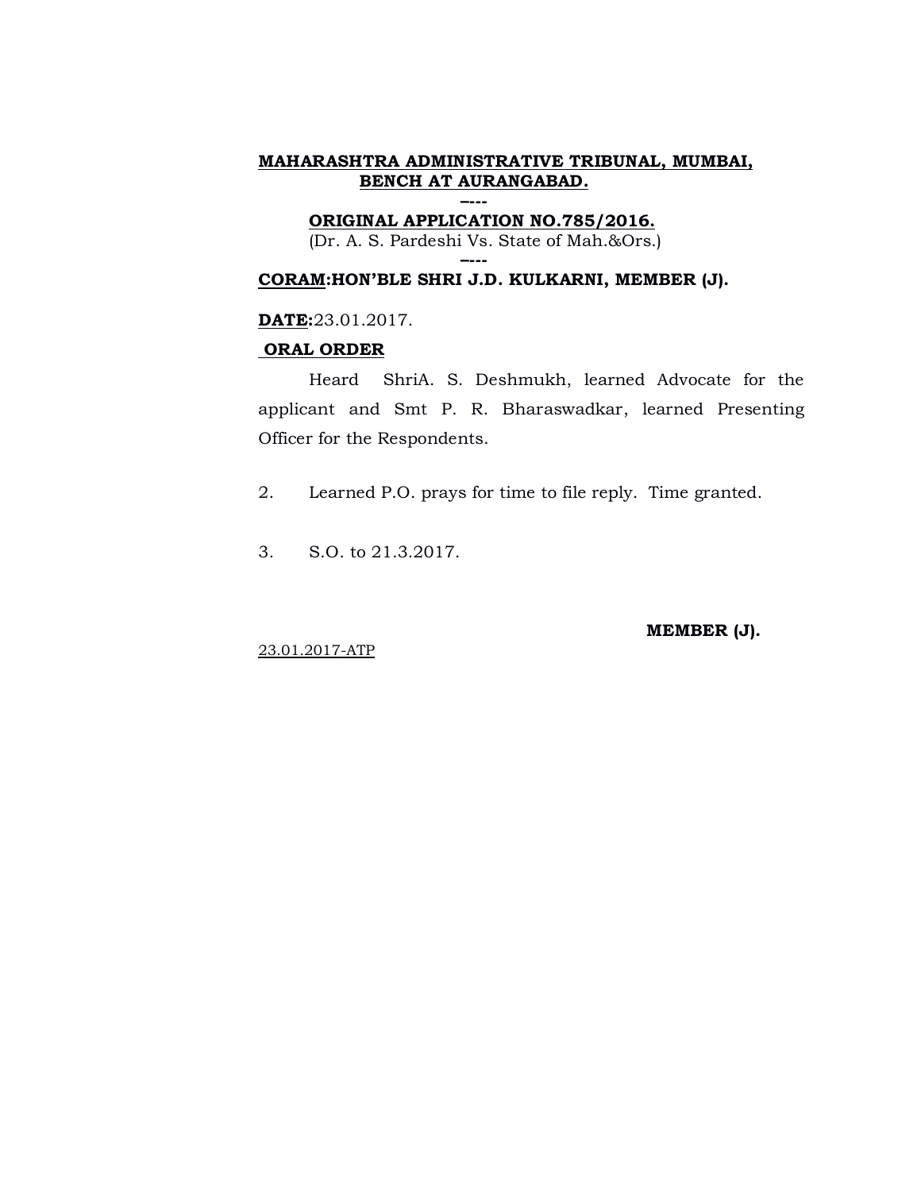**MAHARASHTRA ADMINISTRATIVE TRIBUNAL, MUMBAI, BENCH AT AURANGABAD.**

----

**ORIGINAL APPLICATION NO.785/2016.**

(Dr. A. S. Pardeshi Vs. State of Mah.&Ors.)

----

**CORAM:HON'BLE SHRI J.D. KULKARNI, MEMBER (J).**

**DATE:**23.01.2017.

**ORAL ORDER**

Heard ShriA. S. Deshmukh, learned Advocate for the applicant and Smt P. R. Bharaswadkar, learned Presenting Officer for the Respondents.

2. Learned P.O. prays for time to file reply. Time granted.

3. S.O. to 21.3.2017.

**MEMBER (J).**

23.01.2017-ATP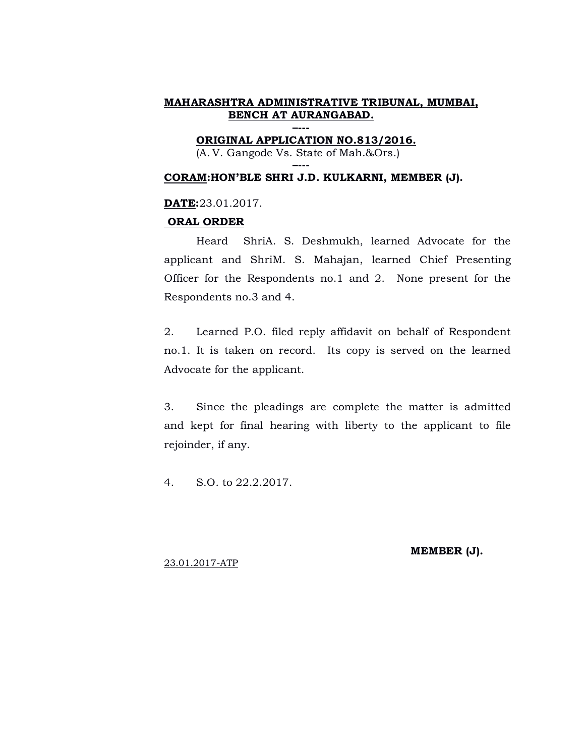**MAHARASHTRA ADMINISTRATIVE TRIBUNAL, MUMBAI, BENCH AT AURANGABAD.**

----

**ORIGINAL APPLICATION NO.813/2016.**

(A. V. Gangode Vs. State of Mah.&Ors.)

----

**CORAM:HON'BLE SHRI J.D. KULKARNI, MEMBER (J).**

**DATE:**23.01.2017.

**ORAL ORDER**

Heard ShriA. S. Deshmukh, learned Advocate for the applicant and ShriM. S. Mahajan, learned Chief Presenting Officer for the Respondents no.1 and 2. None present for the Respondents no.3 and 4.

2. Learned P.O. filed reply affidavit on behalf of Respondent no.1. It is taken on record. Its copy is served on the learned Advocate for the applicant.

3. Since the pleadings are complete the matter is admitted and kept for final hearing with liberty to the applicant to file rejoinder, if any.

4. S.O. to 22.2.2017.

**MEMBER (J).**

23.01.2017-ATP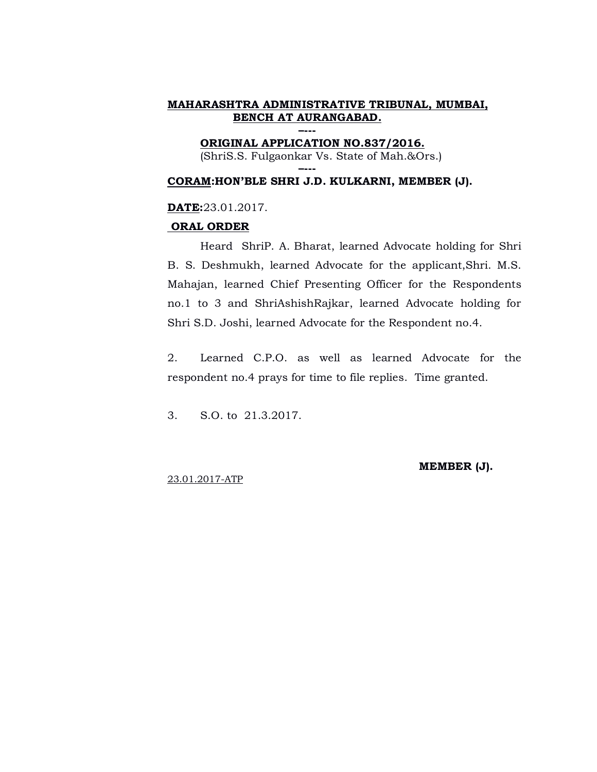**MAHARASHTRA ADMINISTRATIVE TRIBUNAL, MUMBAI, BENCH AT AURANGABAD.**

----

**ORIGINAL APPLICATION NO.837/2016.**

(ShriS.S. Fulgaonkar Vs. State of Mah.&Ors.)

----

**CORAM:HON'BLE SHRI J.D. KULKARNI, MEMBER (J).**

**DATE:**23.01.2017.

**ORAL ORDER**

Heard ShriP. A. Bharat, learned Advocate holding for Shri B. S. Deshmukh, learned Advocate for the applicant,Shri. M.S. Mahajan, learned Chief Presenting Officer for the Respondents no.1 to 3 and ShriAshishRajkar, learned Advocate holding for Shri S.D. Joshi, learned Advocate for the Respondent no.4.

2. Learned C.P.O. as well as learned Advocate for the respondent no.4 prays for time to file replies. Time granted.

3. S.O. to 21.3.2017.

**MEMBER (J).**

23.01.2017-ATP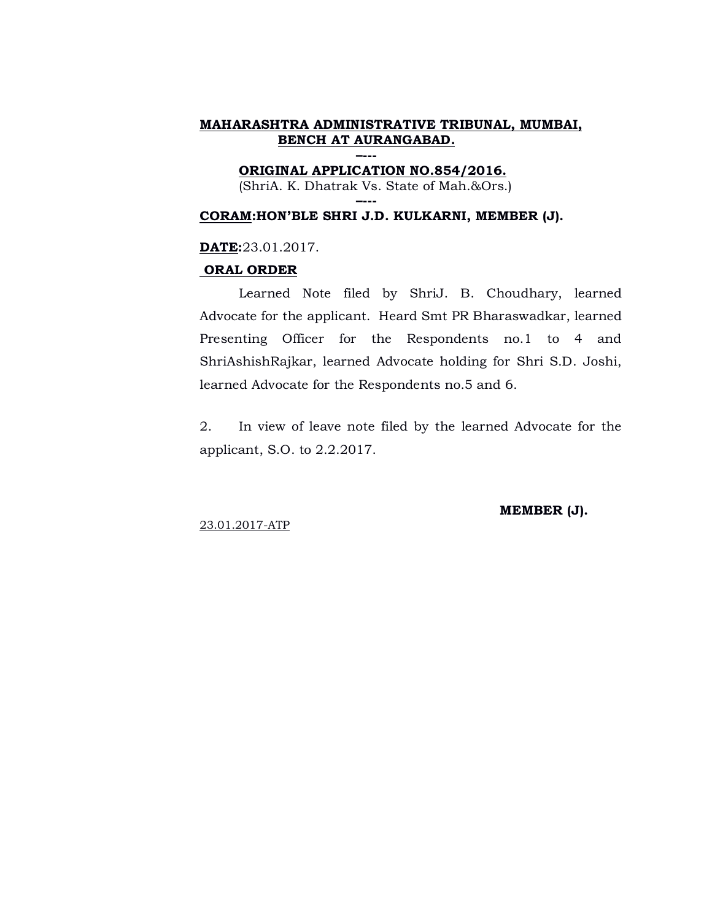**MAHARASHTRA ADMINISTRATIVE TRIBUNAL, MUMBAI, BENCH AT AURANGABAD.**

**----**

**ORIGINAL APPLICATION NO.854/2016.**

(ShriA. K. Dhatrak Vs. State of Mah.&Ors.)

**----**

**CORAM:HON'BLE SHRI J.D. KULKARNI, MEMBER (J).**

**DATE:**23.01.2017.

**ORAL ORDER**

Learned Note filed by ShriJ. B. Choudhary, learned Advocate for the applicant. Heard Smt PR Bharaswadkar, learned Presenting Officer for the Respondents no.1 to 4 and ShriAshishRajkar, learned Advocate holding for Shri S.D. Joshi, learned Advocate for the Respondents no.5 and 6.

2. In view of leave note filed by the learned Advocate for the applicant, S.O. to 2.2.2017.

**MEMBER (J).**

23.01.2017-ATP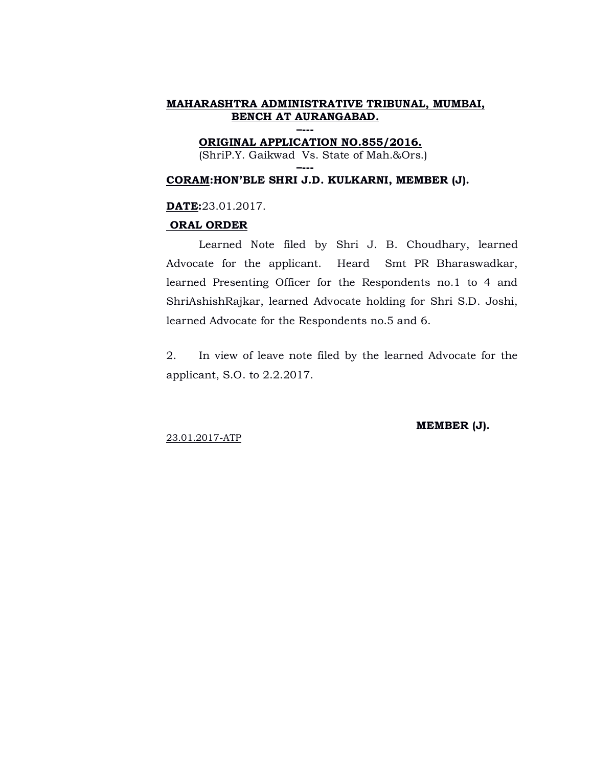**MAHARASHTRA ADMINISTRATIVE TRIBUNAL, MUMBAI, BENCH AT AURANGABAD.**

----

**ORIGINAL APPLICATION NO.855/2016.**

(ShriP.Y. Gaikwad Vs. State of Mah.&Ors.)

----

**CORAM:HON'BLE SHRI J.D. KULKARNI, MEMBER (J).**

**DATE:**23.01.2017.

**ORAL ORDER**

Learned Note filed by Shri J. B. Choudhary, learned Advocate for the applicant. Heard Smt PR Bharaswadkar, learned Presenting Officer for the Respondents no.1 to 4 and ShriAshishRajkar, learned Advocate holding for Shri S.D. Joshi, learned Advocate for the Respondents no.5 and 6.

2. In view of leave note filed by the learned Advocate for the applicant, S.O. to 2.2.2017.

**MEMBER (J).**

23.01.2017-ATP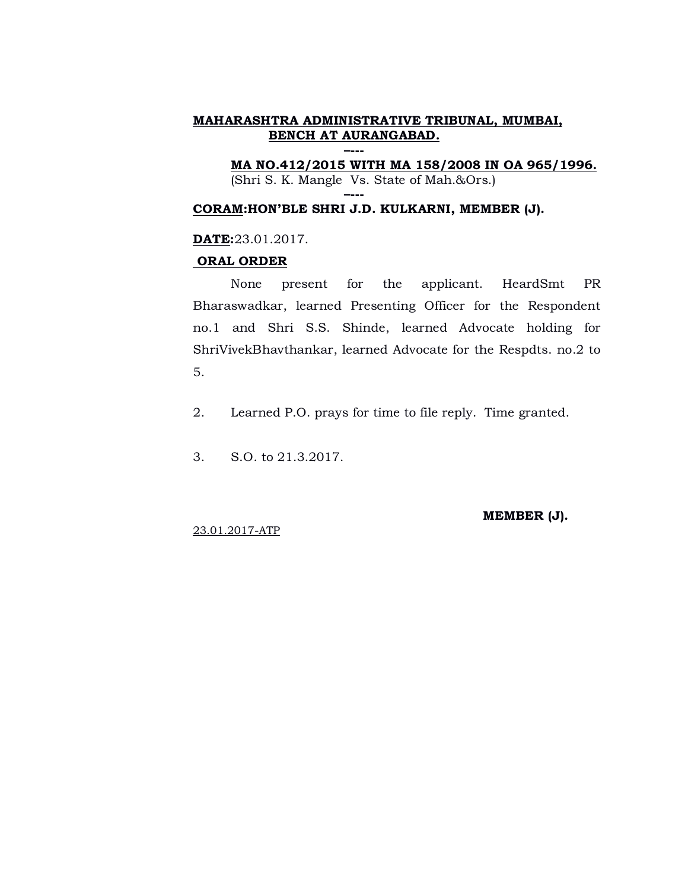**MAHARASHTRA ADMINISTRATIVE TRIBUNAL, MUMBAI, BENCH AT AURANGABAD.**

----

**MA NO.412/2015 WITH MA 158/2008 IN OA 965/1996.**
(Shri S. K. Mangle Vs. State of Mah.&Ors.)

----

**CORAM:HON'BLE SHRI J.D. KULKARNI, MEMBER (J).**

**DATE:**23.01.2017.

**ORAL ORDER**

None present for the applicant. HeardSmt PR Bharaswadkar, learned Presenting Officer for the Respondent no.1 and Shri S.S. Shinde, learned Advocate holding for ShriVivekBhavthankar, learned Advocate for the Respdts. no.2 to 5.

2. Learned P.O. prays for time to file reply. Time granted.

3. S.O. to 21.3.2017.

**MEMBER (J).**

23.01.2017-ATP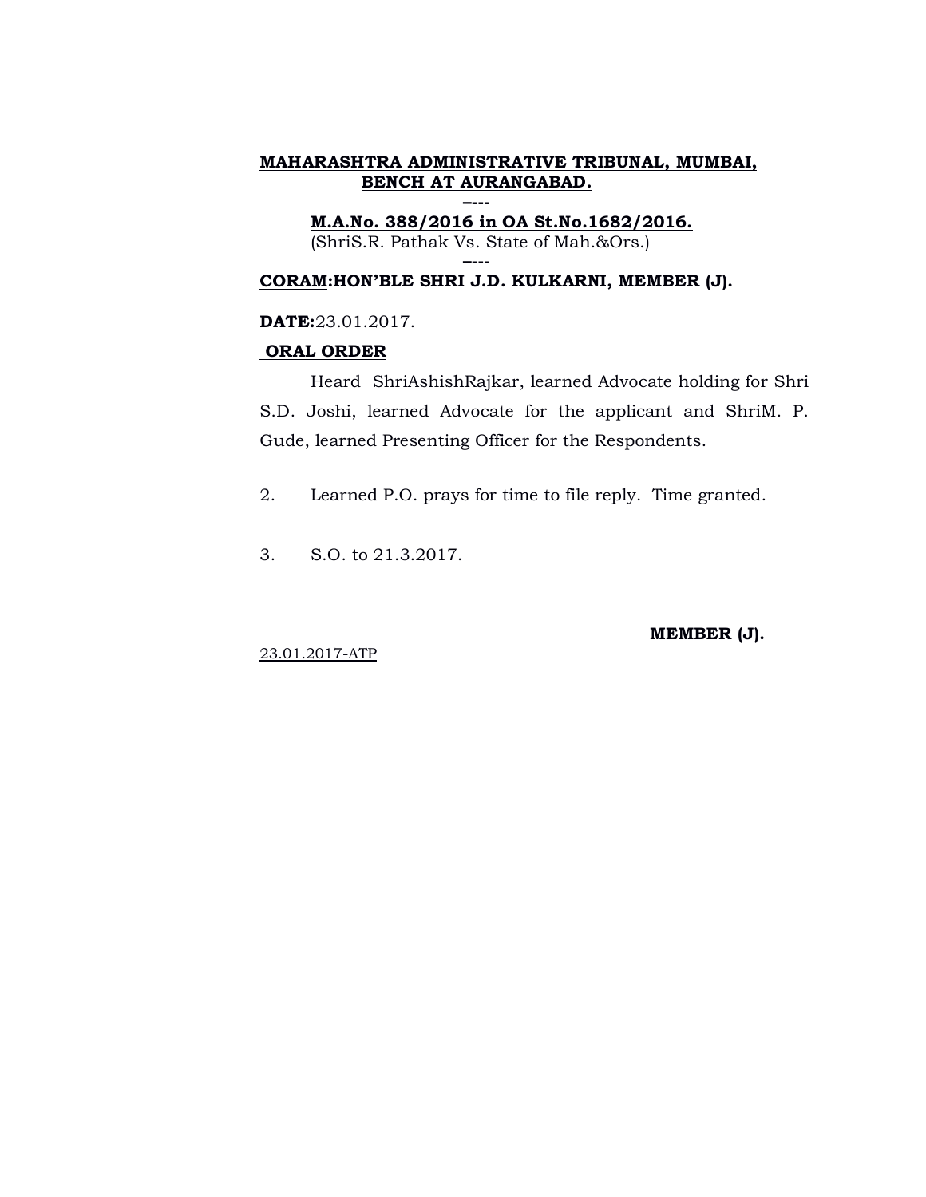**MAHARASHTRA ADMINISTRATIVE TRIBUNAL, MUMBAI, BENCH AT AURANGABAD.**

----

**M.A.No. 388/2016 in OA St.No.1682/2016.**
(ShriS.R. Pathak Vs. State of Mah.&Ors.)

----

**CORAM:HON'BLE SHRI J.D. KULKARNI, MEMBER (J).**

**DATE:**23.01.2017.

**ORAL ORDER**

Heard ShriAshishRajkar, learned Advocate holding for Shri S.D. Joshi, learned Advocate for the applicant and ShriM. P. Gude, learned Presenting Officer for the Respondents.

2. Learned P.O. prays for time to file reply. Time granted.

3. S.O. to 21.3.2017.

**MEMBER (J).**

23.01.2017-ATP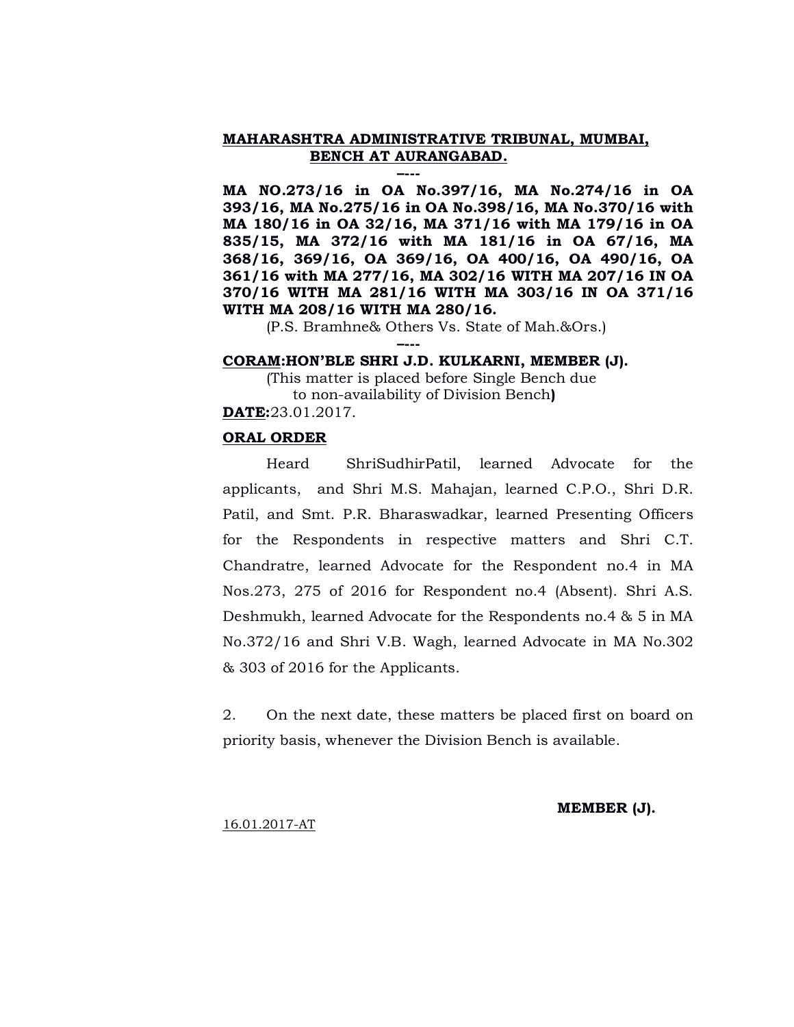**MAHARASHTRA ADMINISTRATIVE TRIBUNAL, MUMBAI, BENCH AT AURANGABAD.**

----

**MA NO.273/16 in OA No.397/16, MA No.274/16 in OA 393/16, MA No.275/16 in OA No.398/16, MA No.370/16 with MA 180/16 in OA 32/16, MA 371/16 with MA 179/16 in OA 835/15, MA 372/16 with MA 181/16 in OA 67/16, MA 368/16, 369/16, OA 369/16, OA 400/16, OA 490/16, OA 361/16 with MA 277/16, MA 302/16 WITH MA 207/16 IN OA 370/16 WITH MA 281/16 WITH MA 303/16 IN OA 371/16 WITH MA 208/16 WITH MA 280/16.**

(P.S. Bramhne& Others Vs. State of Mah.&Ors.)

----

**CORAM:HON'BLE SHRI J.D. KULKARNI, MEMBER (J).**

(This matter is placed before Single Bench due to non-availability of Division Bench)

**DATE:**23.01.2017.

**ORAL ORDER**

Heard ShriSudhirPatil, learned Advocate for the applicants, and Shri M.S. Mahajan, learned C.P.O., Shri D.R. Patil, and Smt. P.R. Bharaswadkar, learned Presenting Officers for the Respondents in respective matters and Shri C.T. Chandratre, learned Advocate for the Respondent no.4 in MA Nos.273, 275 of 2016 for Respondent no.4 (Absent). Shri A.S. Deshmukh, learned Advocate for the Respondents no.4 & 5 in MA No.372/16 and Shri V.B. Wagh, learned Advocate in MA No.302 & 303 of 2016 for the Applicants.

2. On the next date, these matters be placed first on board on priority basis, whenever the Division Bench is available.

**MEMBER (J).**

16.01.2017-AT